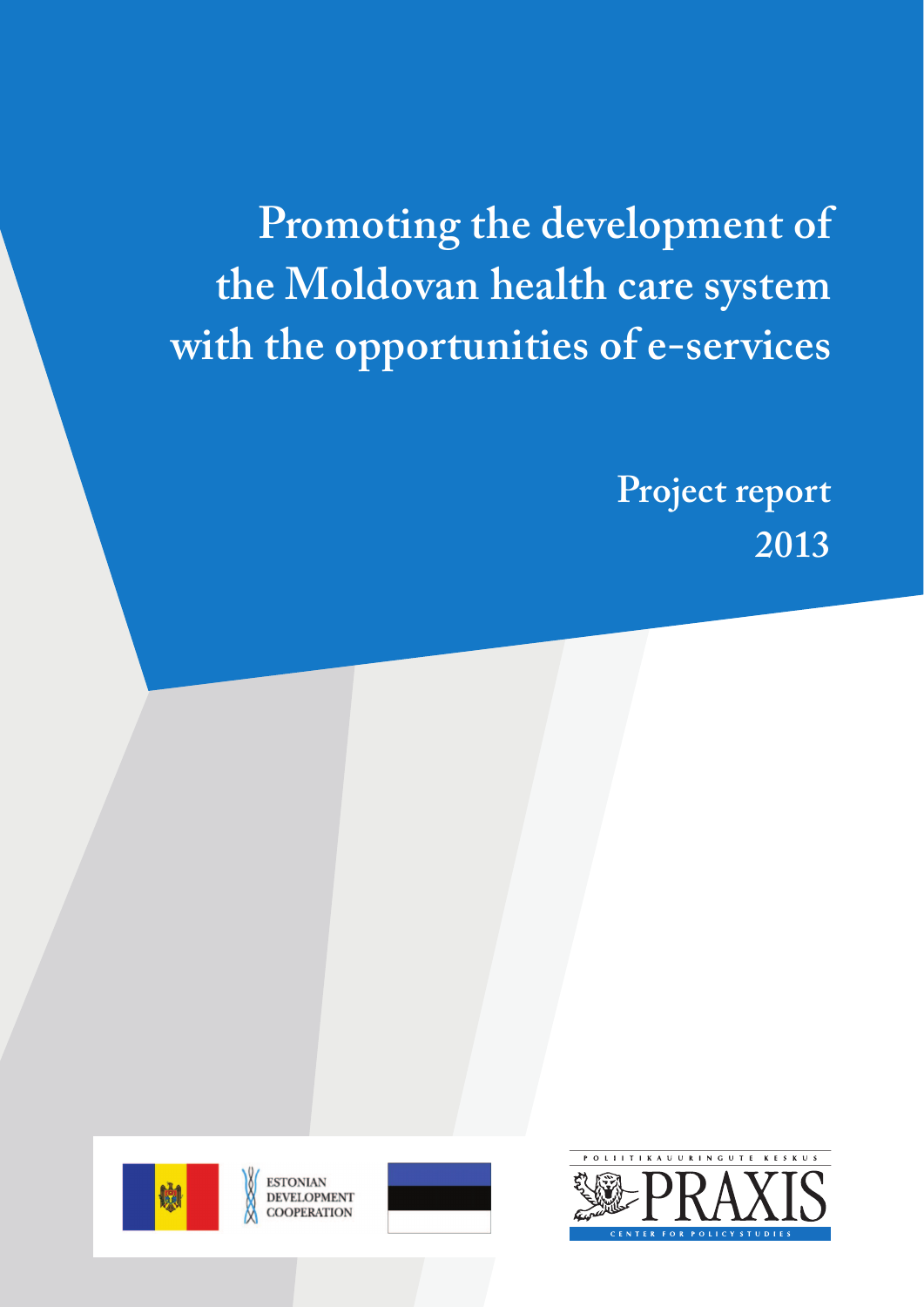# Promoting the development of the Moldovan health care system with the opportunities of e-services

## Project report 2013

ESTONIAN DEVELOPMENT COOPERATION

POLIITIKAUURINGUTE KESKUS PRAXIS CENTER FOR POLICY STUDIES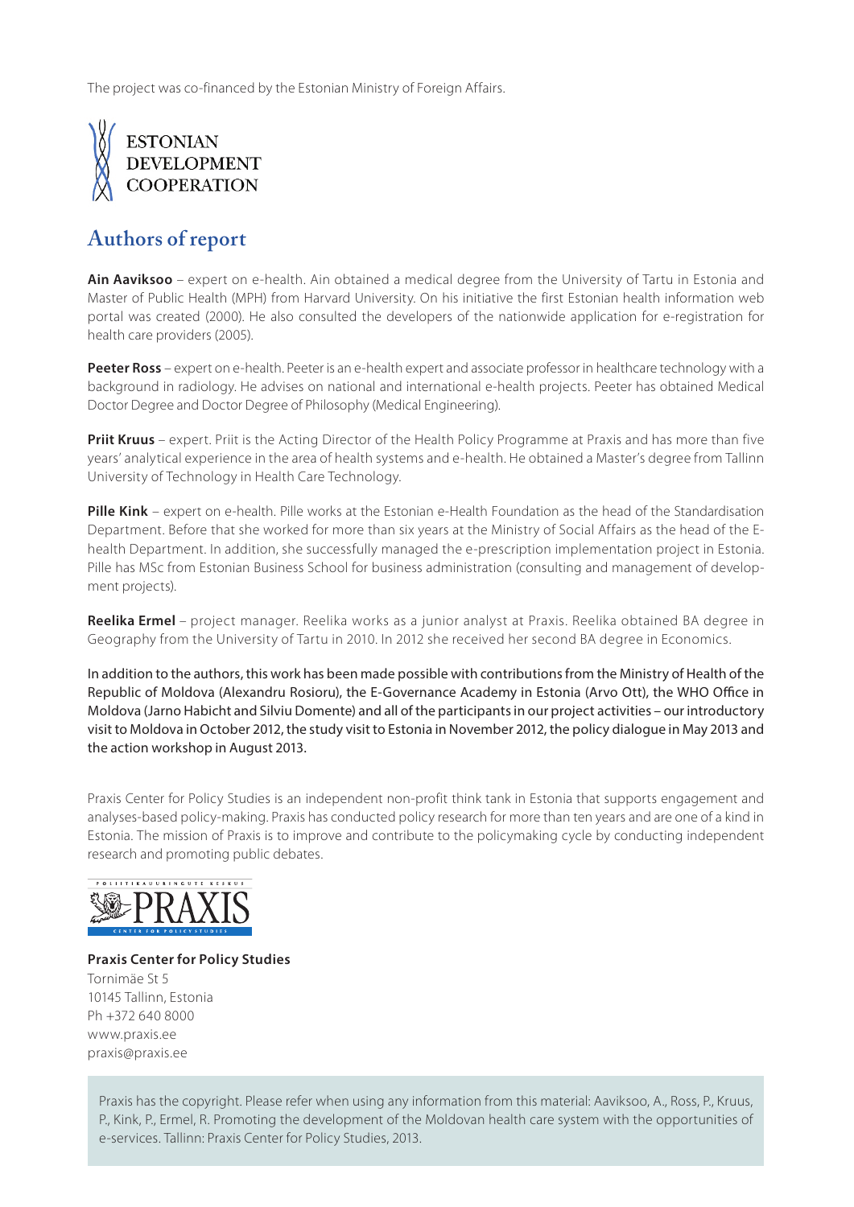The project was co-financed by the Estonian Ministry of Foreign Affairs.

ESTONIAN DEVELOPMENT COOPERATION

## Authors of report

**Ain Aaviksoo** – expert on e-health. Ain obtained a medical degree from the University of Tartu in Estonia and Master of Public Health (MPH) from Harvard University. On his initiative the first Estonian health information web portal was created (2000). He also consulted the developers of the nationwide application for e-registration for health care providers (2005).

**Peeter Ross** – expert on e-health. Peeter is an e-health expert and associate professor in healthcare technology with a background in radiology. He advises on national and international e-health projects. Peeter has obtained Medical Doctor Degree and Doctor Degree of Philosophy (Medical Engineering).

**Priit Kruus** – expert. Priit is the Acting Director of the Health Policy Programme at Praxis and has more than five years' analytical experience in the area of health systems and e-health. He obtained a Master's degree from Tallinn University of Technology in Health Care Technology.

**Pille Kink** – expert on e-health. Pille works at the Estonian e-Health Foundation as the head of the Standardisation Department. Before that she worked for more than six years at the Ministry of Social Affairs as the head of the E-health Department. In addition, she successfully managed the e-prescription implementation project in Estonia. Pille has MSc from Estonian Business School for business administration (consulting and management of development projects).

**Reelika Ermel** – project manager. Reelika works as a junior analyst at Praxis. Reelika obtained BA degree in Geography from the University of Tartu in 2010. In 2012 she received her second BA degree in Economics.

In addition to the authors, this work has been made possible with contributions from the Ministry of Health of the Republic of Moldova (Alexandru Rosioru), the E-Governance Academy in Estonia (Arvo Ott), the WHO Office in Moldova (Jarno Habicht and Silviu Domente) and all of the participants in our project activities – our introductory visit to Moldova in October 2012, the study visit to Estonia in November 2012, the policy dialogue in May 2013 and the action workshop in August 2013.

Praxis Center for Policy Studies is an independent non-profit think tank in Estonia that supports engagement and analyses-based policy-making. Praxis has conducted policy research for more than ten years and are one of a kind in Estonia. The mission of Praxis is to improve and contribute to the policymaking cycle by conducting independent research and promoting public debates.

POLIITIKAUURINGUTE KESKUS PRAXIS CENTER FOR POLICY STUDIES

**Praxis Center for Policy Studies**
Tornimäe St 5
10145 Tallinn, Estonia
Ph +372 640 8000
www.praxis.ee
praxis@praxis.ee

Praxis has the copyright. Please refer when using any information from this material: Aaviksoo, A., Ross, P., Kruus, P., Kink, P., Ermel, R. Promoting the development of the Moldovan health care system with the opportunities of e-services. Tallinn: Praxis Center for Policy Studies, 2013.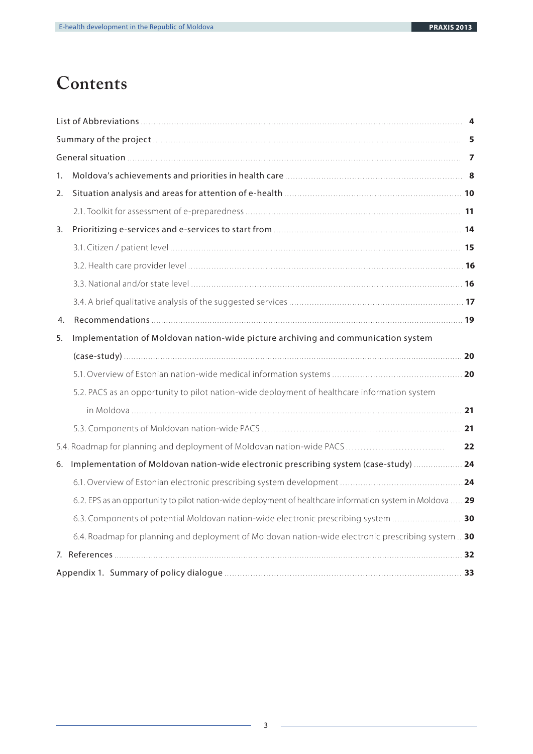# Contents

- List of Abbreviations ... 4
- Summary of the project ... 5
- General situation ... 7
- 1. Moldova's achievements and priorities in health care ... 8
- 2. Situation analysis and areas for attention of e-health ... 10
  - 2.1. Toolkit for assessment of e-preparedness ... 11
- 3. Prioritizing e-services and e-services to start from ... 14
  - 3.1. Citizen / patient level ... 15
  - 3.2. Health care provider level ... 16
  - 3.3. National and/or state level ... 16
  - 3.4. A brief qualitative analysis of the suggested services ... 17
- 4. Recommendations ... 19
- 5. Implementation of Moldovan nation-wide picture archiving and communication system (case-study) ... 20
  - 5.1. Overview of Estonian nation-wide medical information systems ... 20
  - 5.2. PACS as an opportunity to pilot nation-wide deployment of healthcare information system in Moldova ... 21
  - 5.3. Components of Moldovan nation-wide PACS ... 21
  - 5.4. Roadmap for planning and deployment of Moldovan nation-wide PACS ... 22
- 6. Implementation of Moldovan nation-wide electronic prescribing system (case-study) ... 24
  - 6.1. Overview of Estonian electronic prescribing system development ... 24
  - 6.2. EPS as an opportunity to pilot nation-wide deployment of healthcare information system in Moldova ... 29
  - 6.3. Components of potential Moldovan nation-wide electronic prescribing system ... 30
  - 6.4. Roadmap for planning and deployment of Moldovan nation-wide electronic prescribing system ... 30
- 7. References ... 32
- Appendix 1. Summary of policy dialogue ... 33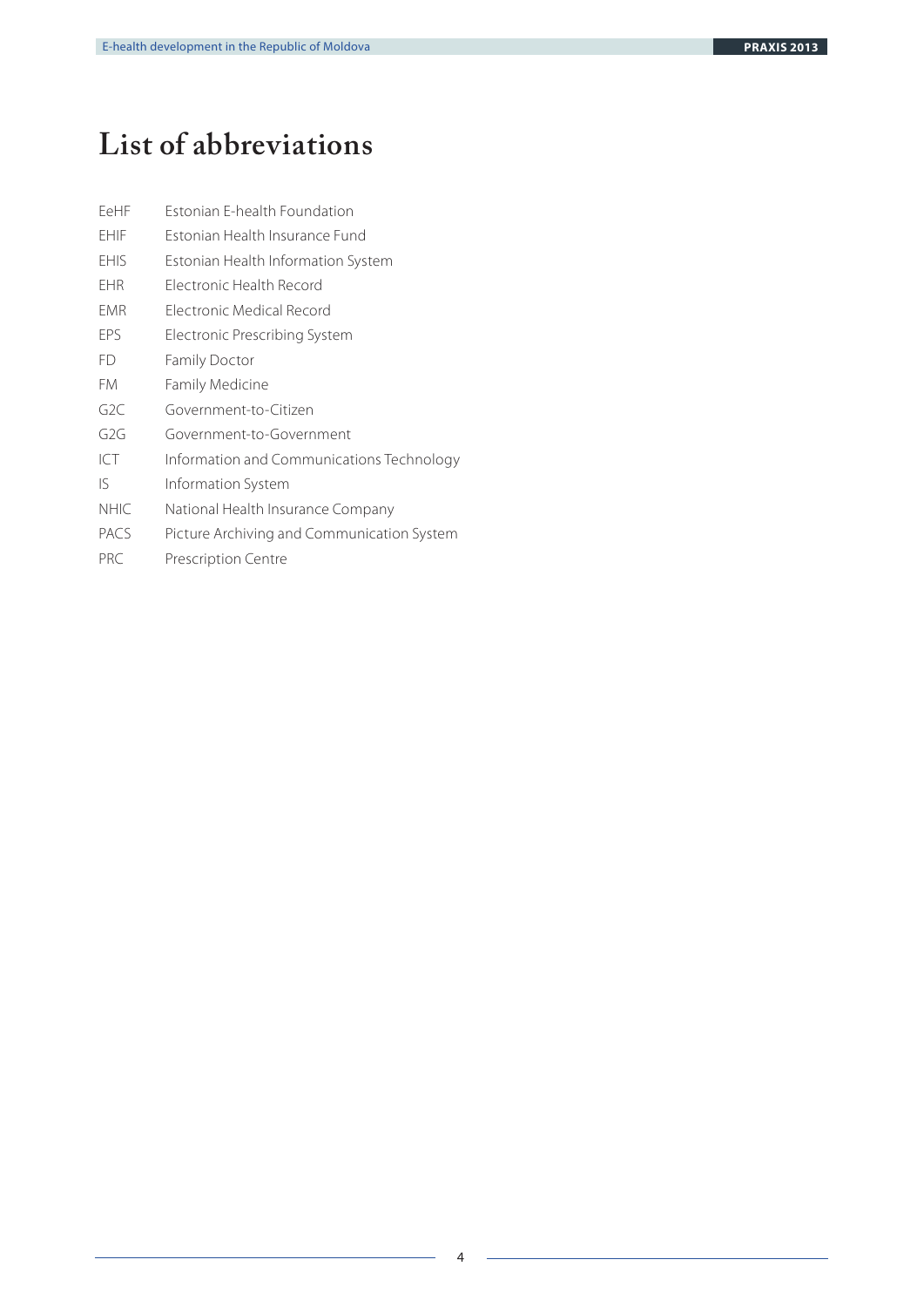# List of abbreviations

| | |
|---|---|
| EeHF | Estonian E-health Foundation |
| EHIF | Estonian Health Insurance Fund |
| EHIS | Estonian Health Information System |
| EHR | Electronic Health Record |
| EMR | Electronic Medical Record |
| EPS | Electronic Prescribing System |
| FD | Family Doctor |
| FM | Family Medicine |
| G2C | Government-to-Citizen |
| G2G | Government-to-Government |
| ICT | Information and Communications Technology |
| IS | Information System |
| NHIC | National Health Insurance Company |
| PACS | Picture Archiving and Communication System |
| PRC | Prescription Centre |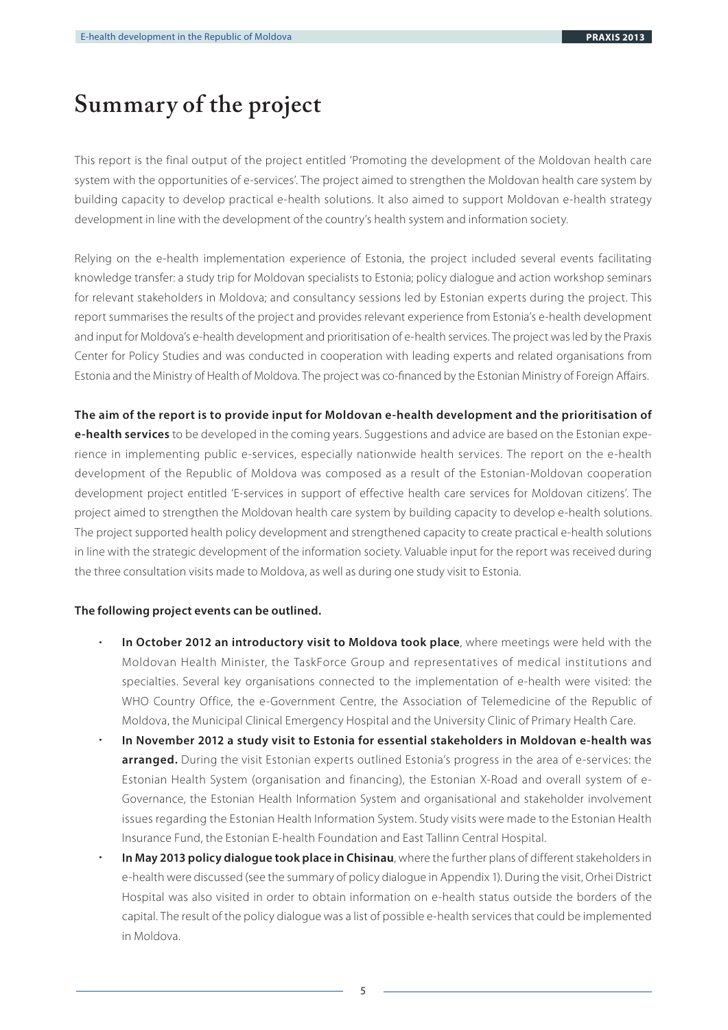# Summary of the project

This report is the final output of the project entitled 'Promoting the development of the Moldovan health care system with the opportunities of e-services'. The project aimed to strengthen the Moldovan health care system by building capacity to develop practical e-health solutions. It also aimed to support Moldovan e-health strategy development in line with the development of the country's health system and information society.

Relying on the e-health implementation experience of Estonia, the project included several events facilitating knowledge transfer: a study trip for Moldovan specialists to Estonia; policy dialogue and action workshop seminars for relevant stakeholders in Moldova; and consultancy sessions led by Estonian experts during the project. This report summarises the results of the project and provides relevant experience from Estonia's e-health development and input for Moldova's e-health development and prioritisation of e-health services. The project was led by the Praxis Center for Policy Studies and was conducted in cooperation with leading experts and related organisations from Estonia and the Ministry of Health of Moldova. The project was co-financed by the Estonian Ministry of Foreign Affairs.

**The aim of the report is to provide input for Moldovan e-health development and the prioritisation of e-health services** to be developed in the coming years. Suggestions and advice are based on the Estonian experience in implementing public e-services, especially nationwide health services. The report on the e-health development of the Republic of Moldova was composed as a result of the Estonian-Moldovan cooperation development project entitled 'E-services in support of effective health care services for Moldovan citizens'. The project aimed to strengthen the Moldovan health care system by building capacity to develop e-health solutions. The project supported health policy development and strengthened capacity to create practical e-health solutions in line with the strategic development of the information society. Valuable input for the report was received during the three consultation visits made to Moldova, as well as during one study visit to Estonia.

**The following project events can be outlined.**

- **In October 2012 an introductory visit to Moldova took place**, where meetings were held with the Moldovan Health Minister, the TaskForce Group and representatives of medical institutions and specialties. Several key organisations connected to the implementation of e-health were visited: the WHO Country Office, the e-Government Centre, the Association of Telemedicine of the Republic of Moldova, the Municipal Clinical Emergency Hospital and the University Clinic of Primary Health Care.
- **In November 2012 a study visit to Estonia for essential stakeholders in Moldovan e-health was arranged.** During the visit Estonian experts outlined Estonia's progress in the area of e-services: the Estonian Health System (organisation and financing), the Estonian X-Road and overall system of e-Governance, the Estonian Health Information System and organisational and stakeholder involvement issues regarding the Estonian Health Information System. Study visits were made to the Estonian Health Insurance Fund, the Estonian E-health Foundation and East Tallinn Central Hospital.
- **In May 2013 policy dialogue took place in Chisinau**, where the further plans of different stakeholders in e-health were discussed (see the summary of policy dialogue in Appendix 1). During the visit, Orhei District Hospital was also visited in order to obtain information on e-health status outside the borders of the capital. The result of the policy dialogue was a list of possible e-health services that could be implemented in Moldova.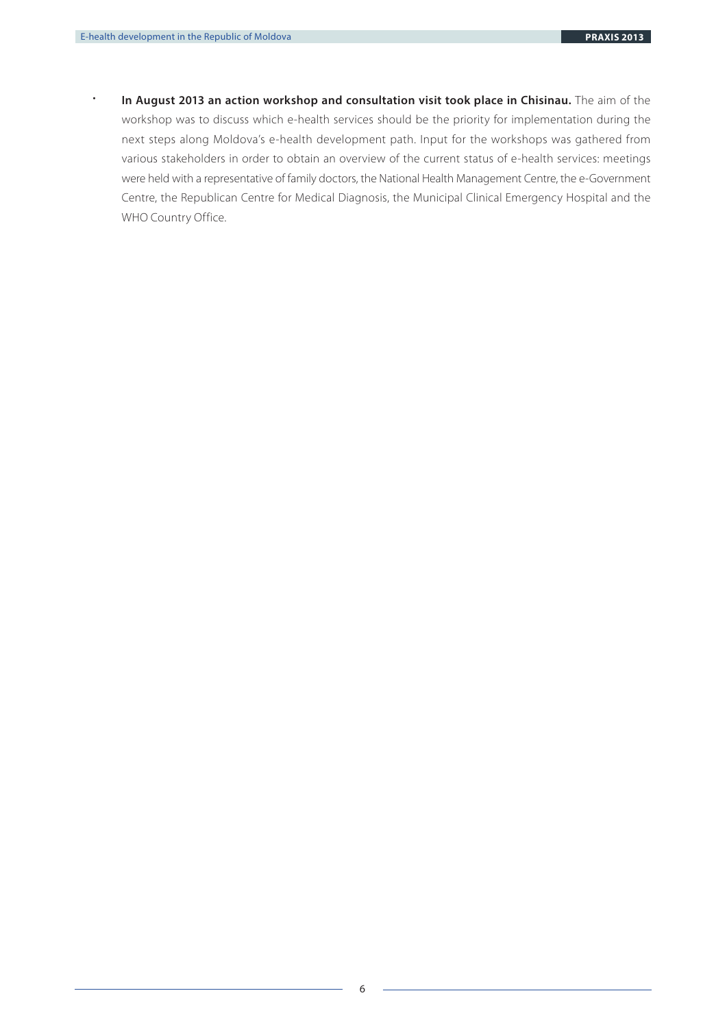- **In August 2013 an action workshop and consultation visit took place in Chisinau.** The aim of the workshop was to discuss which e-health services should be the priority for implementation during the next steps along Moldova's e-health development path. Input for the workshops was gathered from various stakeholders in order to obtain an overview of the current status of e-health services: meetings were held with a representative of family doctors, the National Health Management Centre, the e-Government Centre, the Republican Centre for Medical Diagnosis, the Municipal Clinical Emergency Hospital and the WHO Country Office.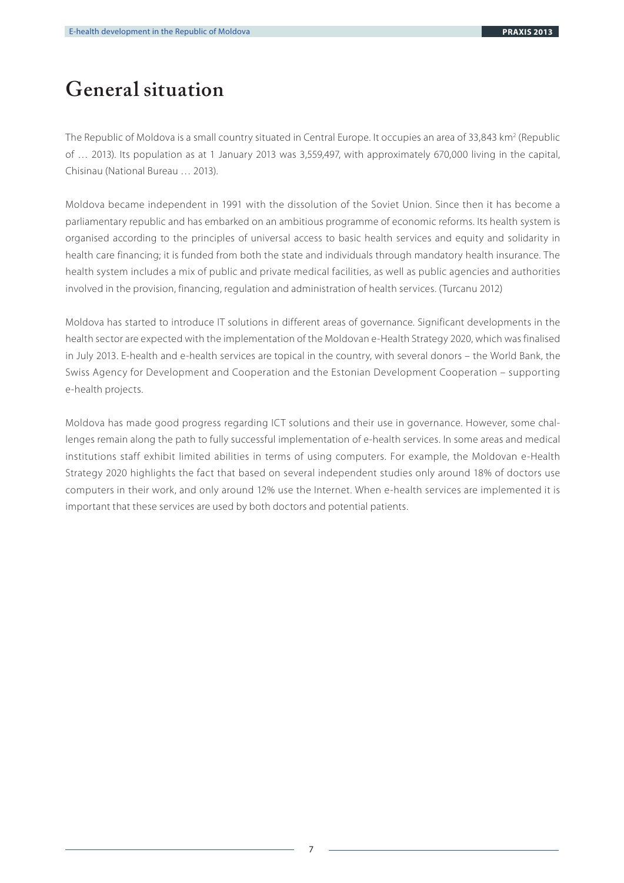# General situation

The Republic of Moldova is a small country situated in Central Europe. It occupies an area of 33,843 $km^2$ (Republic of … 2013). Its population as at 1 January 2013 was 3,559,497, with approximately 670,000 living in the capital, Chisinau (National Bureau … 2013).

Moldova became independent in 1991 with the dissolution of the Soviet Union. Since then it has become a parliamentary republic and has embarked on an ambitious programme of economic reforms. Its health system is organised according to the principles of universal access to basic health services and equity and solidarity in health care financing; it is funded from both the state and individuals through mandatory health insurance. The health system includes a mix of public and private medical facilities, as well as public agencies and authorities involved in the provision, financing, regulation and administration of health services. (Turcanu 2012)

Moldova has started to introduce IT solutions in different areas of governance. Significant developments in the health sector are expected with the implementation of the Moldovan e-Health Strategy 2020, which was finalised in July 2013. E-health and e-health services are topical in the country, with several donors – the World Bank, the Swiss Agency for Development and Cooperation and the Estonian Development Cooperation – supporting e-health projects.

Moldova has made good progress regarding ICT solutions and their use in governance. However, some challenges remain along the path to fully successful implementation of e-health services. In some areas and medical institutions staff exhibit limited abilities in terms of using computers. For example, the Moldovan e-Health Strategy 2020 highlights the fact that based on several independent studies only around 18% of doctors use computers in their work, and only around 12% use the Internet. When e-health services are implemented it is important that these services are used by both doctors and potential patients.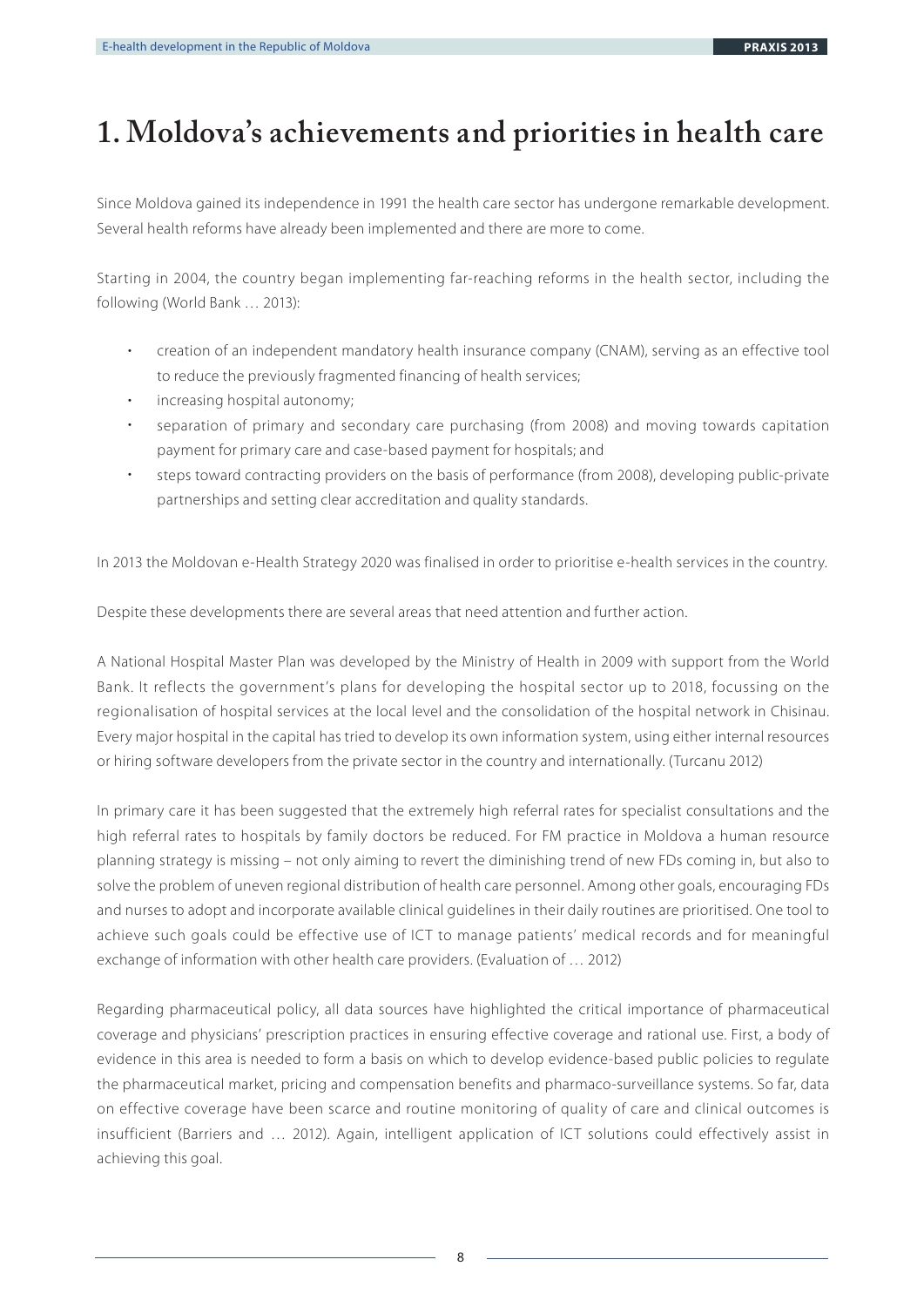# 1. Moldova's achievements and priorities in health care

Since Moldova gained its independence in 1991 the health care sector has undergone remarkable development. Several health reforms have already been implemented and there are more to come.

Starting in 2004, the country began implementing far-reaching reforms in the health sector, including the following (World Bank … 2013):

- creation of an independent mandatory health insurance company (CNAM), serving as an effective tool to reduce the previously fragmented financing of health services;
- increasing hospital autonomy;
- separation of primary and secondary care purchasing (from 2008) and moving towards capitation payment for primary care and case-based payment for hospitals; and
- steps toward contracting providers on the basis of performance (from 2008), developing public-private partnerships and setting clear accreditation and quality standards.

In 2013 the Moldovan e-Health Strategy 2020 was finalised in order to prioritise e-health services in the country.

Despite these developments there are several areas that need attention and further action.

A National Hospital Master Plan was developed by the Ministry of Health in 2009 with support from the World Bank. It reflects the government's plans for developing the hospital sector up to 2018, focussing on the regionalisation of hospital services at the local level and the consolidation of the hospital network in Chisinau. Every major hospital in the capital has tried to develop its own information system, using either internal resources or hiring software developers from the private sector in the country and internationally. (Turcanu 2012)

In primary care it has been suggested that the extremely high referral rates for specialist consultations and the high referral rates to hospitals by family doctors be reduced. For FM practice in Moldova a human resource planning strategy is missing – not only aiming to revert the diminishing trend of new FDs coming in, but also to solve the problem of uneven regional distribution of health care personnel. Among other goals, encouraging FDs and nurses to adopt and incorporate available clinical guidelines in their daily routines are prioritised. One tool to achieve such goals could be effective use of ICT to manage patients' medical records and for meaningful exchange of information with other health care providers. (Evaluation of … 2012)

Regarding pharmaceutical policy, all data sources have highlighted the critical importance of pharmaceutical coverage and physicians' prescription practices in ensuring effective coverage and rational use. First, a body of evidence in this area is needed to form a basis on which to develop evidence-based public policies to regulate the pharmaceutical market, pricing and compensation benefits and pharmaco-surveillance systems. So far, data on effective coverage have been scarce and routine monitoring of quality of care and clinical outcomes is insufficient (Barriers and … 2012). Again, intelligent application of ICT solutions could effectively assist in achieving this goal.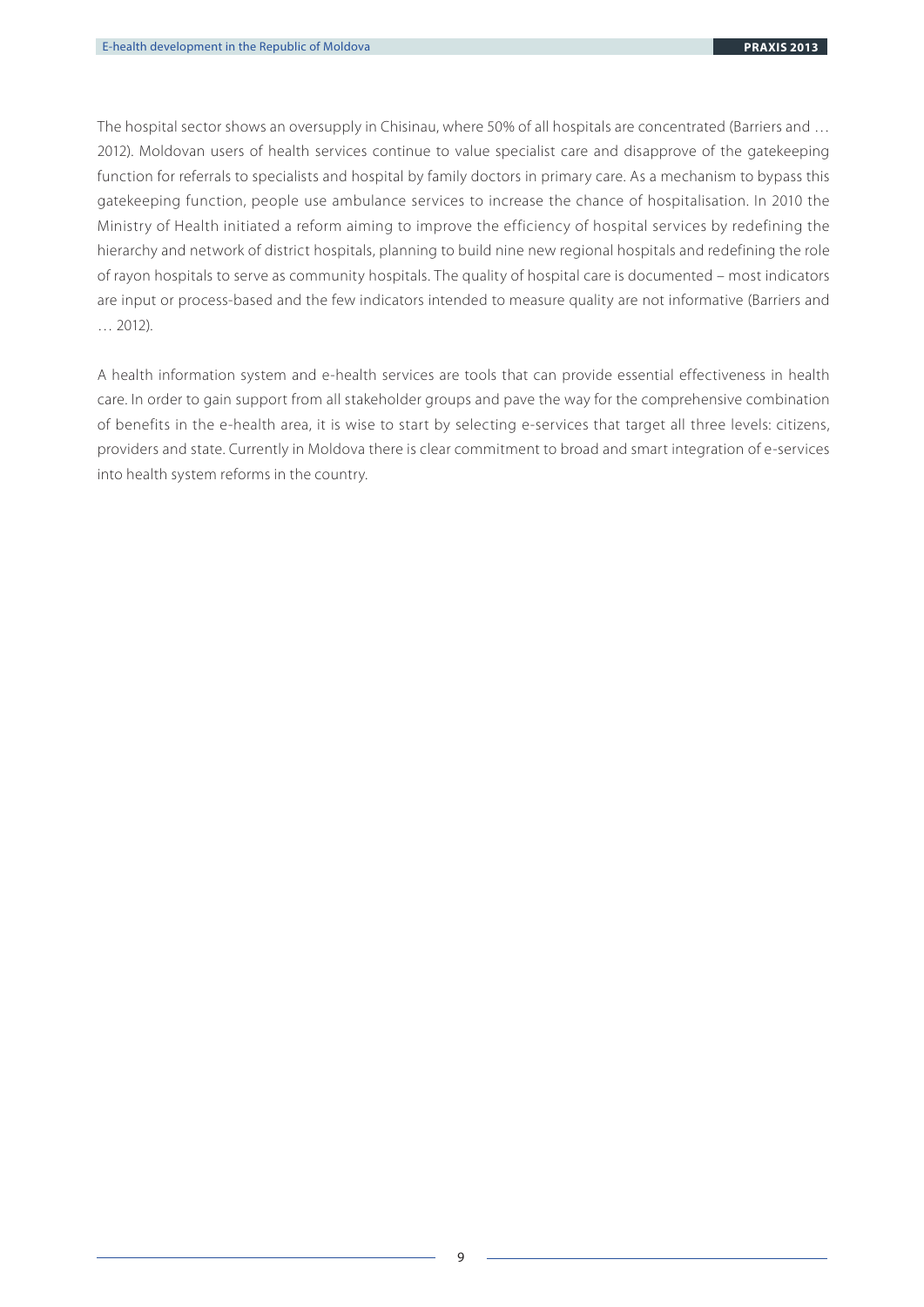The hospital sector shows an oversupply in Chisinau, where 50% of all hospitals are concentrated (Barriers and … 2012). Moldovan users of health services continue to value specialist care and disapprove of the gatekeeping function for referrals to specialists and hospital by family doctors in primary care. As a mechanism to bypass this gatekeeping function, people use ambulance services to increase the chance of hospitalisation. In 2010 the Ministry of Health initiated a reform aiming to improve the efficiency of hospital services by redefining the hierarchy and network of district hospitals, planning to build nine new regional hospitals and redefining the role of rayon hospitals to serve as community hospitals. The quality of hospital care is documented – most indicators are input or process-based and the few indicators intended to measure quality are not informative (Barriers and … 2012).

A health information system and e-health services are tools that can provide essential effectiveness in health care. In order to gain support from all stakeholder groups and pave the way for the comprehensive combination of benefits in the e-health area, it is wise to start by selecting e-services that target all three levels: citizens, providers and state. Currently in Moldova there is clear commitment to broad and smart integration of e-services into health system reforms in the country.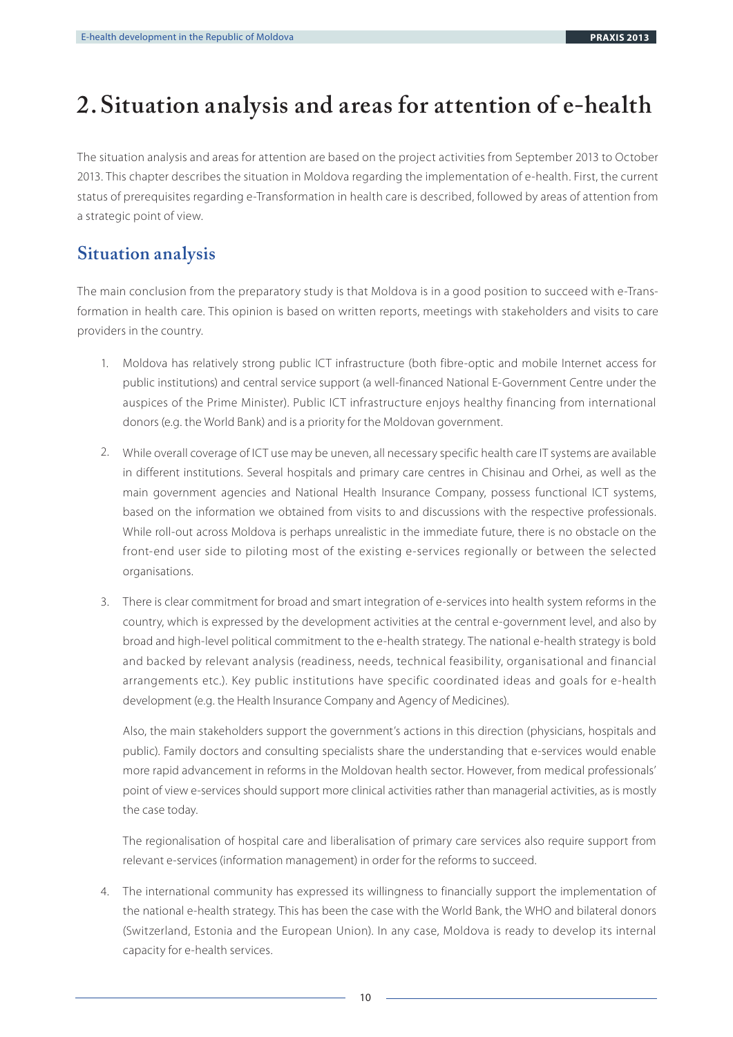# 2. Situation analysis and areas for attention of e-health

The situation analysis and areas for attention are based on the project activities from September 2013 to October 2013. This chapter describes the situation in Moldova regarding the implementation of e-health. First, the current status of prerequisites regarding e-Transformation in health care is described, followed by areas of attention from a strategic point of view.

## Situation analysis

The main conclusion from the preparatory study is that Moldova is in a good position to succeed with e-Transformation in health care. This opinion is based on written reports, meetings with stakeholders and visits to care providers in the country.

1. Moldova has relatively strong public ICT infrastructure (both fibre-optic and mobile Internet access for public institutions) and central service support (a well-financed National E-Government Centre under the auspices of the Prime Minister). Public ICT infrastructure enjoys healthy financing from international donors (e.g. the World Bank) and is a priority for the Moldovan government.

2. While overall coverage of ICT use may be uneven, all necessary specific health care IT systems are available in different institutions. Several hospitals and primary care centres in Chisinau and Orhei, as well as the main government agencies and National Health Insurance Company, possess functional ICT systems, based on the information we obtained from visits to and discussions with the respective professionals. While roll-out across Moldova is perhaps unrealistic in the immediate future, there is no obstacle on the front-end user side to piloting most of the existing e-services regionally or between the selected organisations.

3. There is clear commitment for broad and smart integration of e-services into health system reforms in the country, which is expressed by the development activities at the central e-government level, and also by broad and high-level political commitment to the e-health strategy. The national e-health strategy is bold and backed by relevant analysis (readiness, needs, technical feasibility, organisational and financial arrangements etc.). Key public institutions have specific coordinated ideas and goals for e-health development (e.g. the Health Insurance Company and Agency of Medicines).

   Also, the main stakeholders support the government's actions in this direction (physicians, hospitals and public). Family doctors and consulting specialists share the understanding that e-services would enable more rapid advancement in reforms in the Moldovan health sector. However, from medical professionals' point of view e-services should support more clinical activities rather than managerial activities, as is mostly the case today.

   The regionalisation of hospital care and liberalisation of primary care services also require support from relevant e-services (information management) in order for the reforms to succeed.

4. The international community has expressed its willingness to financially support the implementation of the national e-health strategy. This has been the case with the World Bank, the WHO and bilateral donors (Switzerland, Estonia and the European Union). In any case, Moldova is ready to develop its internal capacity for e-health services.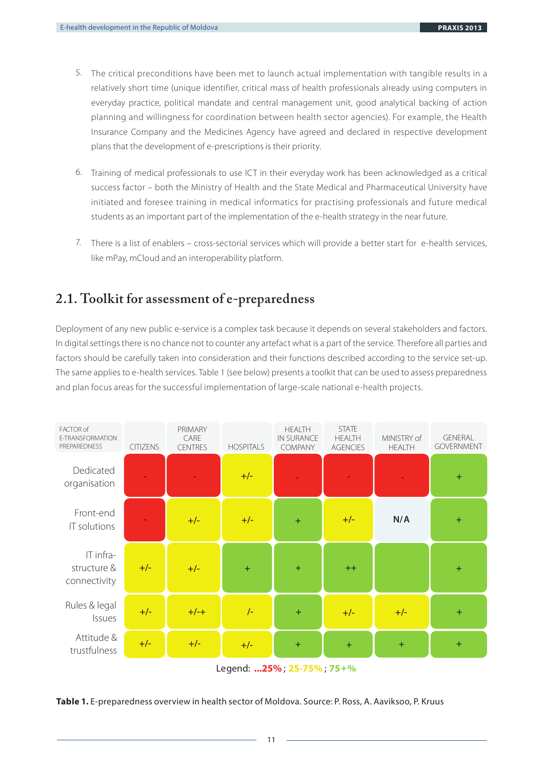5. The critical preconditions have been met to launch actual implementation with tangible results in a relatively short time (unique identifier, critical mass of health professionals already using computers in everyday practice, political mandate and central management unit, good analytical backing of action planning and willingness for coordination between health sector agencies). For example, the Health Insurance Company and the Medicines Agency have agreed and declared in respective development plans that the development of e-prescriptions is their priority.

6. Training of medical professionals to use ICT in their everyday work has been acknowledged as a critical success factor – both the Ministry of Health and the State Medical and Pharmaceutical University have initiated and foresee training in medical informatics for practising professionals and future medical students as an important part of the implementation of the e-health strategy in the near future.

7. There is a list of enablers – cross-sectorial services which will provide a better start for e-health services, like mPay, mCloud and an interoperability platform.

## 2.1. Toolkit for assessment of e-preparedness

Deployment of any new public e-service is a complex task because it depends on several stakeholders and factors. In digital settings there is no chance not to counter any artefact what is a part of the service. Therefore all parties and factors should be carefully taken into consideration and their functions described according to the service set-up. The same applies to e-health services. Table 1 (see below) presents a toolkit that can be used to assess preparedness and plan focus areas for the successful implementation of large-scale national e-health projects.

| FACTOR of E-TRANSFORMATION PREPAREDNESS | CITIZENS | PRIMARY CARE CENTRES | HOSPITALS | HEALTH IN SURANCE COMPANY | STATE HEALTH AGENCIES | MINISTRY of HEALTH | GENERAL GOVERNMENT |
|---|---|---|---|---|---|---|---|
| Dedicated organisation | - | - | +/- | - | - | - | + |
| Front-end IT solutions | - | +/- | +/- | + | +/- | N/A | + |
| IT infra-structure & connectivity | +/- | +/- | + | + | ++ | | + |
| Rules & legal Issues | +/- | +/-+ | /- | + | +/- | +/- | + |
| Attitude & trustfulness | +/- | +/- | +/- | + | + | + | + |

Legend: ...25%; 25-75%; 75+%

**Table 1.** E-preparedness overview in health sector of Moldova. Source: P. Ross, A. Aaviksoo, P. Kruus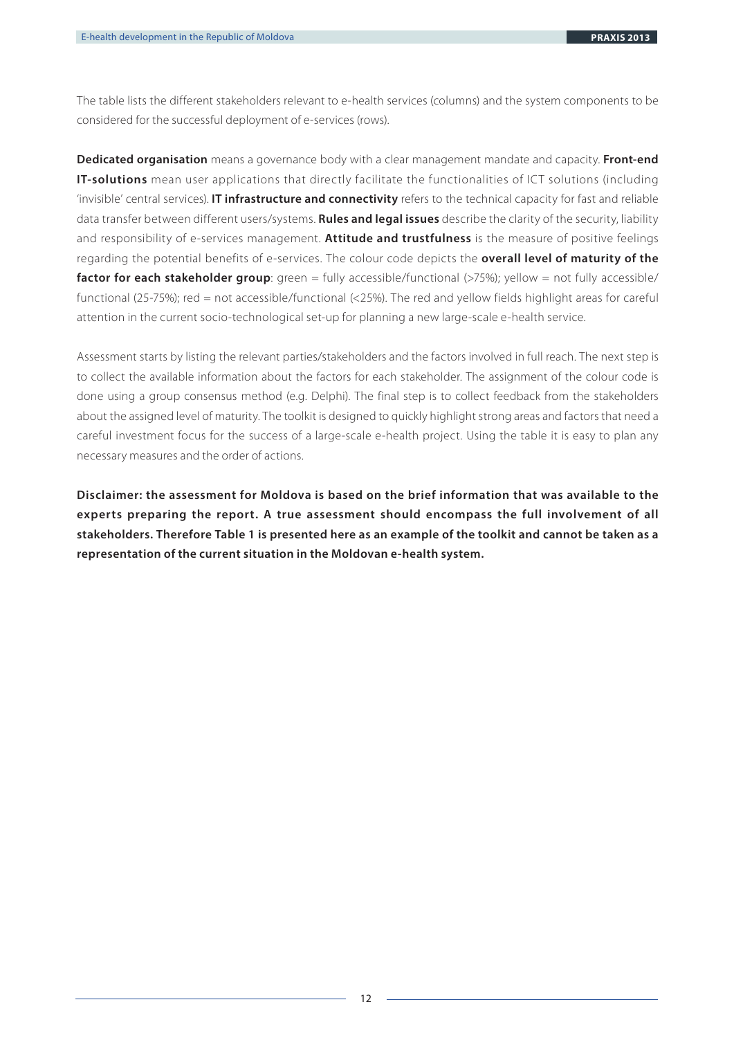The table lists the different stakeholders relevant to e-health services (columns) and the system components to be considered for the successful deployment of e-services (rows).

**Dedicated organisation** means a governance body with a clear management mandate and capacity. **Front-end IT-solutions** mean user applications that directly facilitate the functionalities of ICT solutions (including 'invisible' central services). **IT infrastructure and connectivity** refers to the technical capacity for fast and reliable data transfer between different users/systems. **Rules and legal issues** describe the clarity of the security, liability and responsibility of e-services management. **Attitude and trustfulness** is the measure of positive feelings regarding the potential benefits of e-services. The colour code depicts the **overall level of maturity of the factor for each stakeholder group**: green = fully accessible/functional (>75%); yellow = not fully accessible/functional (25-75%); red = not accessible/functional (<25%). The red and yellow fields highlight areas for careful attention in the current socio-technological set-up for planning a new large-scale e-health service.

Assessment starts by listing the relevant parties/stakeholders and the factors involved in full reach. The next step is to collect the available information about the factors for each stakeholder. The assignment of the colour code is done using a group consensus method (e.g. Delphi). The final step is to collect feedback from the stakeholders about the assigned level of maturity. The toolkit is designed to quickly highlight strong areas and factors that need a careful investment focus for the success of a large-scale e-health project. Using the table it is easy to plan any necessary measures and the order of actions.

**Disclaimer: the assessment for Moldova is based on the brief information that was available to the experts preparing the report. A true assessment should encompass the full involvement of all stakeholders. Therefore Table 1 is presented here as an example of the toolkit and cannot be taken as a representation of the current situation in the Moldovan e-health system.**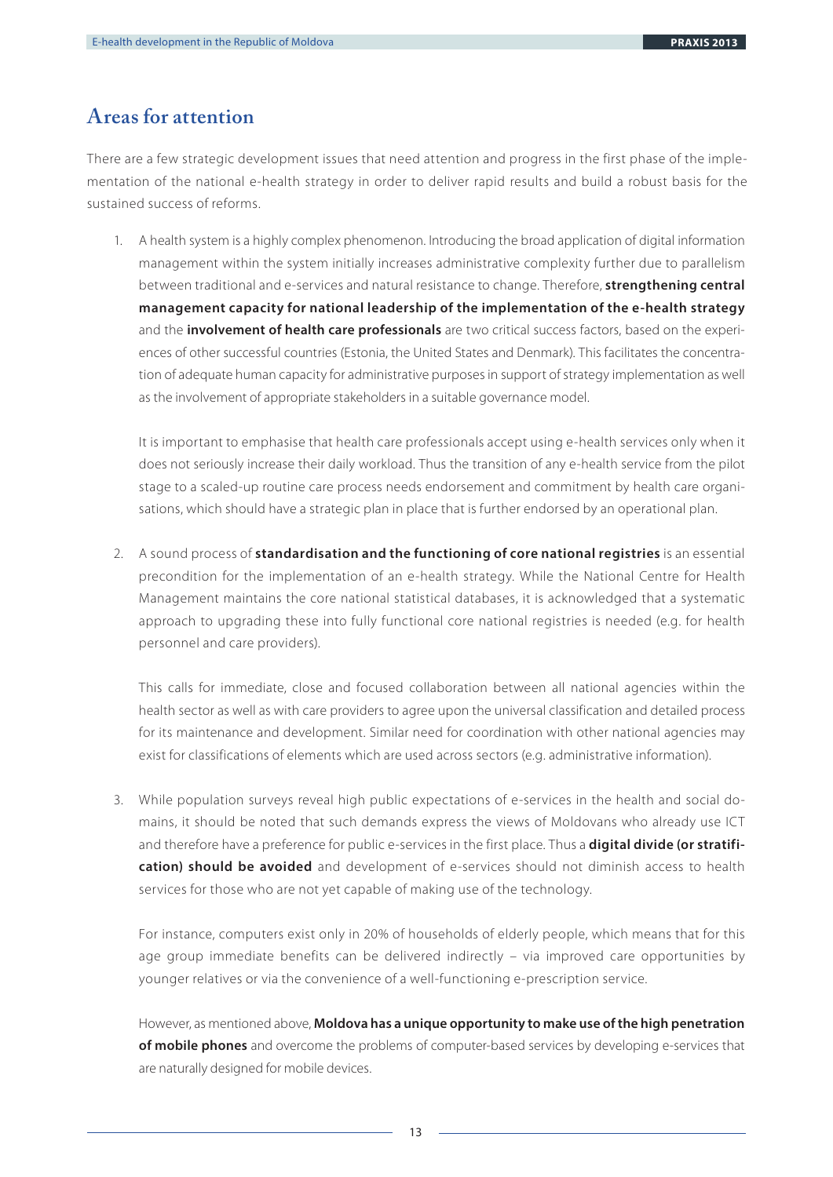## Areas for attention

There are a few strategic development issues that need attention and progress in the first phase of the implementation of the national e-health strategy in order to deliver rapid results and build a robust basis for the sustained success of reforms.

1. A health system is a highly complex phenomenon. Introducing the broad application of digital information management within the system initially increases administrative complexity further due to parallelism between traditional and e-services and natural resistance to change. Therefore, **strengthening central management capacity for national leadership of the implementation of the e-health strategy** and the **involvement of health care professionals** are two critical success factors, based on the experiences of other successful countries (Estonia, the United States and Denmark). This facilitates the concentration of adequate human capacity for administrative purposes in support of strategy implementation as well as the involvement of appropriate stakeholders in a suitable governance model.

   It is important to emphasise that health care professionals accept using e-health services only when it does not seriously increase their daily workload. Thus the transition of any e-health service from the pilot stage to a scaled-up routine care process needs endorsement and commitment by health care organisations, which should have a strategic plan in place that is further endorsed by an operational plan.

2. A sound process of **standardisation and the functioning of core national registries** is an essential precondition for the implementation of an e-health strategy. While the National Centre for Health Management maintains the core national statistical databases, it is acknowledged that a systematic approach to upgrading these into fully functional core national registries is needed (e.g. for health personnel and care providers).

   This calls for immediate, close and focused collaboration between all national agencies within the health sector as well as with care providers to agree upon the universal classification and detailed process for its maintenance and development. Similar need for coordination with other national agencies may exist for classifications of elements which are used across sectors (e.g. administrative information).

3. While population surveys reveal high public expectations of e-services in the health and social domains, it should be noted that such demands express the views of Moldovans who already use ICT and therefore have a preference for public e-services in the first place. Thus a **digital divide (or stratification) should be avoided** and development of e-services should not diminish access to health services for those who are not yet capable of making use of the technology.

   For instance, computers exist only in 20% of households of elderly people, which means that for this age group immediate benefits can be delivered indirectly – via improved care opportunities by younger relatives or via the convenience of a well-functioning e-prescription service.

   However, as mentioned above, **Moldova has a unique opportunity to make use of the high penetration of mobile phones** and overcome the problems of computer-based services by developing e-services that are naturally designed for mobile devices.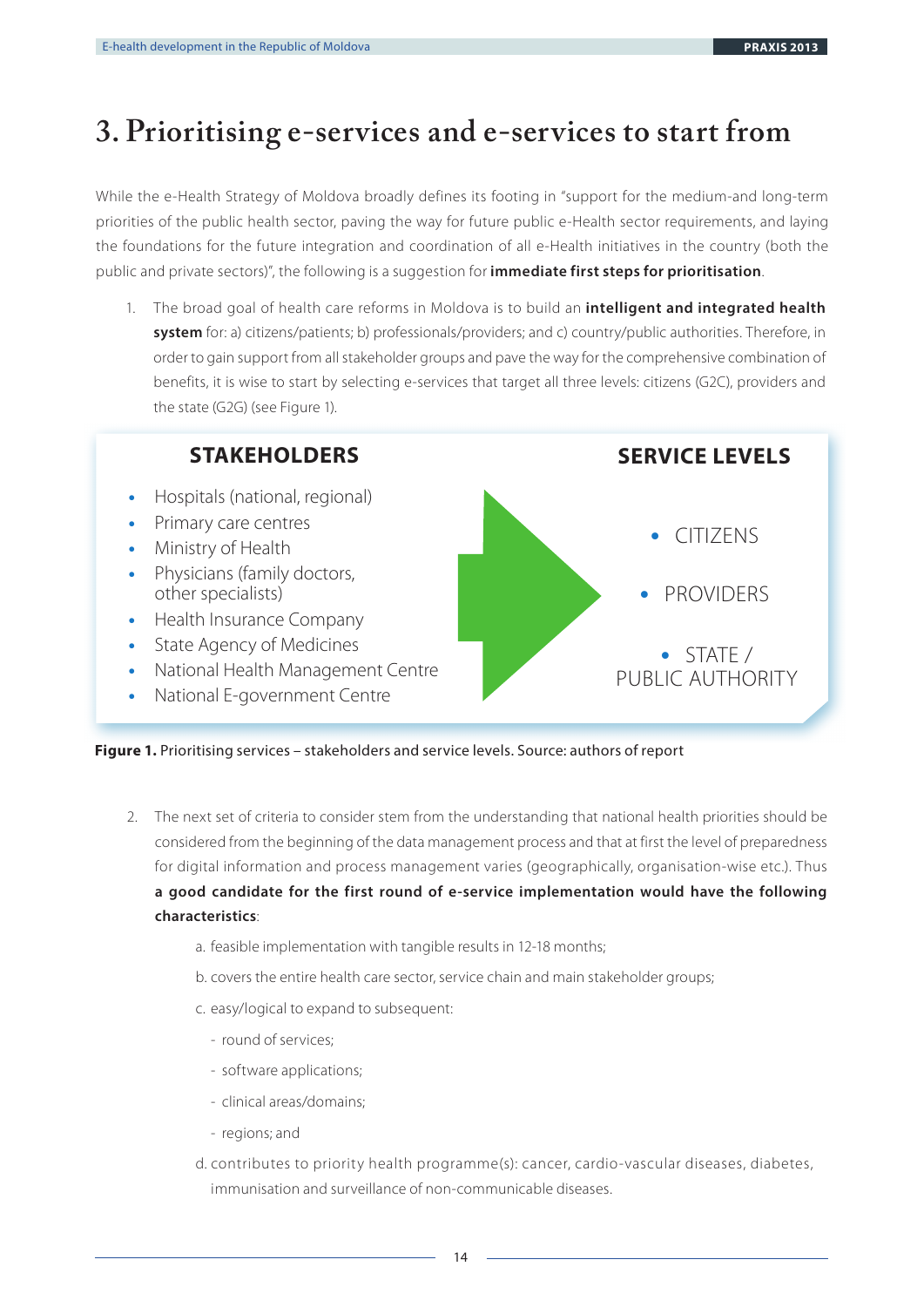# 3. Prioritising e-services and e-services to start from

While the e-Health Strategy of Moldova broadly defines its footing in "support for the medium-and long-term priorities of the public health sector, paving the way for future public e-Health sector requirements, and laying the foundations for the future integration and coordination of all e-Health initiatives in the country (both the public and private sectors)", the following is a suggestion for **immediate first steps for prioritisation**.

1. The broad goal of health care reforms in Moldova is to build an **intelligent and integrated health system** for: a) citizens/patients; b) professionals/providers; and c) country/public authorities. Therefore, in order to gain support from all stakeholder groups and pave the way for the comprehensive combination of benefits, it is wise to start by selecting e-services that target all three levels: citizens (G2C), providers and the state (G2G) (see Figure 1).

**STAKEHOLDERS**

- Hospitals (national, regional)
- Primary care centres
- Ministry of Health
- Physicians (family doctors, other specialists)
- Health Insurance Company
- State Agency of Medicines
- National Health Management Centre
- National E-government Centre

**SERVICE LEVELS**

- CITIZENS
- PROVIDERS
- STATE / PUBLIC AUTHORITY

**Figure 1.** Prioritising services – stakeholders and service levels. Source: authors of report

2. The next set of criteria to consider stem from the understanding that national health priorities should be considered from the beginning of the data management process and that at first the level of preparedness for digital information and process management varies (geographically, organisation-wise etc.). Thus **a good candidate for the first round of e-service implementation would have the following characteristics**:

   a. feasible implementation with tangible results in 12-18 months;

   b. covers the entire health care sector, service chain and main stakeholder groups;

   c. easy/logical to expand to subsequent:

      - round of services;
      - software applications;
      - clinical areas/domains;
      - regions; and

   d. contributes to priority health programme(s): cancer, cardio-vascular diseases, diabetes, immunisation and surveillance of non-communicable diseases.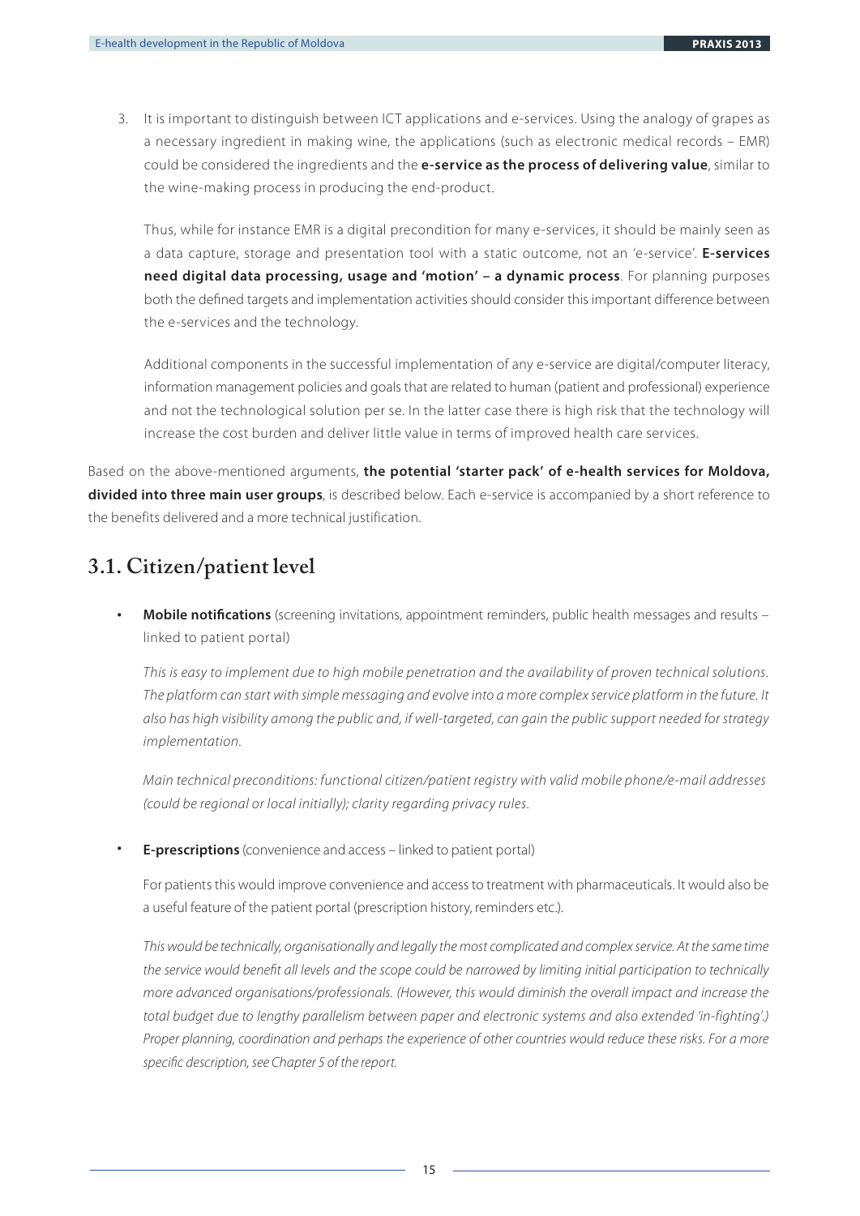3. It is important to distinguish between ICT applications and e-services. Using the analogy of grapes as a necessary ingredient in making wine, the applications (such as electronic medical records – EMR) could be considered the ingredients and the **e-service as the process of delivering value**, similar to the wine-making process in producing the end-product.

   Thus, while for instance EMR is a digital precondition for many e-services, it should be mainly seen as a data capture, storage and presentation tool with a static outcome, not an 'e-service'. **E-services need digital data processing, usage and 'motion' – a dynamic process**. For planning purposes both the defined targets and implementation activities should consider this important difference between the e-services and the technology.

   Additional components in the successful implementation of any e-service are digital/computer literacy, information management policies and goals that are related to human (patient and professional) experience and not the technological solution per se. In the latter case there is high risk that the technology will increase the cost burden and deliver little value in terms of improved health care services.

Based on the above-mentioned arguments, **the potential 'starter pack' of e-health services for Moldova, divided into three main user groups**, is described below. Each e-service is accompanied by a short reference to the benefits delivered and a more technical justification.

## 3.1. Citizen/patient level

- **Mobile notifications** (screening invitations, appointment reminders, public health messages and results – linked to patient portal)

  *This is easy to implement due to high mobile penetration and the availability of proven technical solutions. The platform can start with simple messaging and evolve into a more complex service platform in the future. It also has high visibility among the public and, if well-targeted, can gain the public support needed for strategy implementation.*

  *Main technical preconditions: functional citizen/patient registry with valid mobile phone/e-mail addresses (could be regional or local initially); clarity regarding privacy rules.*

- **E-prescriptions** (convenience and access – linked to patient portal)

  For patients this would improve convenience and access to treatment with pharmaceuticals. It would also be a useful feature of the patient portal (prescription history, reminders etc.).

  *This would be technically, organisationally and legally the most complicated and complex service. At the same time the service would benefit all levels and the scope could be narrowed by limiting initial participation to technically more advanced organisations/professionals. (However, this would diminish the overall impact and increase the total budget due to lengthy parallelism between paper and electronic systems and also extended 'in-fighting'.) Proper planning, coordination and perhaps the experience of other countries would reduce these risks. For a more specific description, see Chapter 5 of the report.*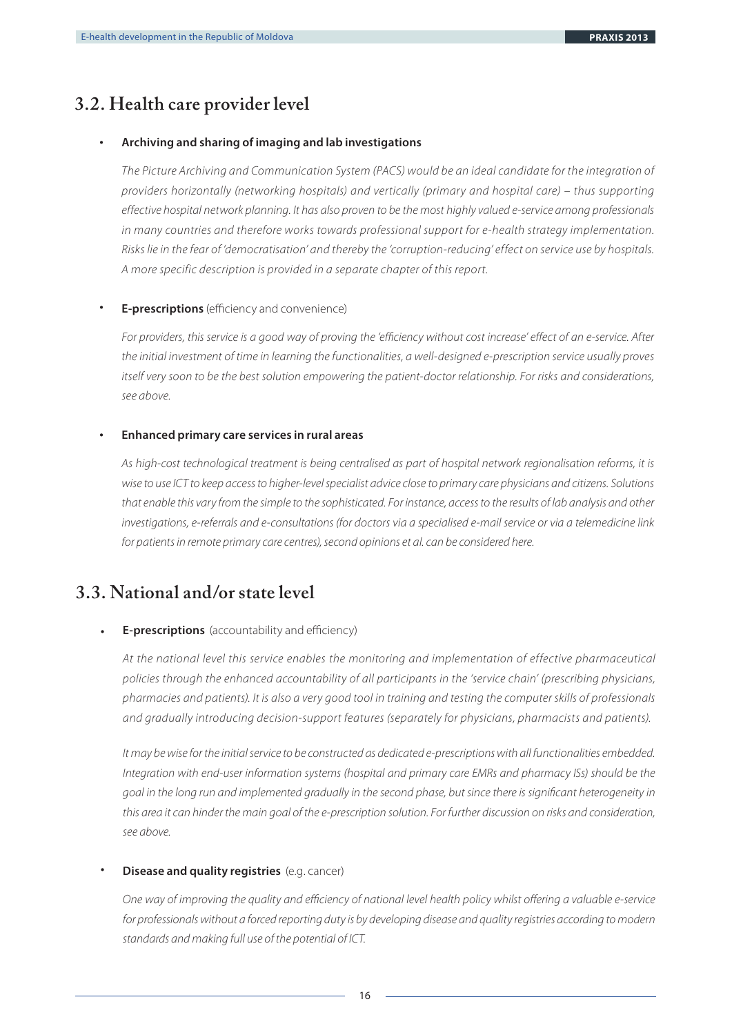## 3.2. Health care provider level

- **Archiving and sharing of imaging and lab investigations**

  *The Picture Archiving and Communication System (PACS) would be an ideal candidate for the integration of providers horizontally (networking hospitals) and vertically (primary and hospital care) – thus supporting effective hospital network planning. It has also proven to be the most highly valued e-service among professionals in many countries and therefore works towards professional support for e-health strategy implementation. Risks lie in the fear of 'democratisation' and thereby the 'corruption-reducing' effect on service use by hospitals. A more specific description is provided in a separate chapter of this report.*

- **E-prescriptions** (efficiency and convenience)

  *For providers, this service is a good way of proving the 'efficiency without cost increase' effect of an e-service. After the initial investment of time in learning the functionalities, a well-designed e-prescription service usually proves itself very soon to be the best solution empowering the patient-doctor relationship. For risks and considerations, see above.*

- **Enhanced primary care services in rural areas**

  *As high-cost technological treatment is being centralised as part of hospital network regionalisation reforms, it is wise to use ICT to keep access to higher-level specialist advice close to primary care physicians and citizens. Solutions that enable this vary from the simple to the sophisticated. For instance, access to the results of lab analysis and other investigations, e-referrals and e-consultations (for doctors via a specialised e-mail service or via a telemedicine link for patients in remote primary care centres), second opinions et al. can be considered here.*

## 3.3. National and/or state level

- **E-prescriptions** (accountability and efficiency)

  *At the national level this service enables the monitoring and implementation of effective pharmaceutical policies through the enhanced accountability of all participants in the 'service chain' (prescribing physicians, pharmacies and patients). It is also a very good tool in training and testing the computer skills of professionals and gradually introducing decision-support features (separately for physicians, pharmacists and patients).*

  *It may be wise for the initial service to be constructed as dedicated e-prescriptions with all functionalities embedded. Integration with end-user information systems (hospital and primary care EMRs and pharmacy ISs) should be the goal in the long run and implemented gradually in the second phase, but since there is significant heterogeneity in this area it can hinder the main goal of the e-prescription solution. For further discussion on risks and consideration, see above.*

- **Disease and quality registries** (e.g. cancer)

  *One way of improving the quality and efficiency of national level health policy whilst offering a valuable e-service for professionals without a forced reporting duty is by developing disease and quality registries according to modern standards and making full use of the potential of ICT.*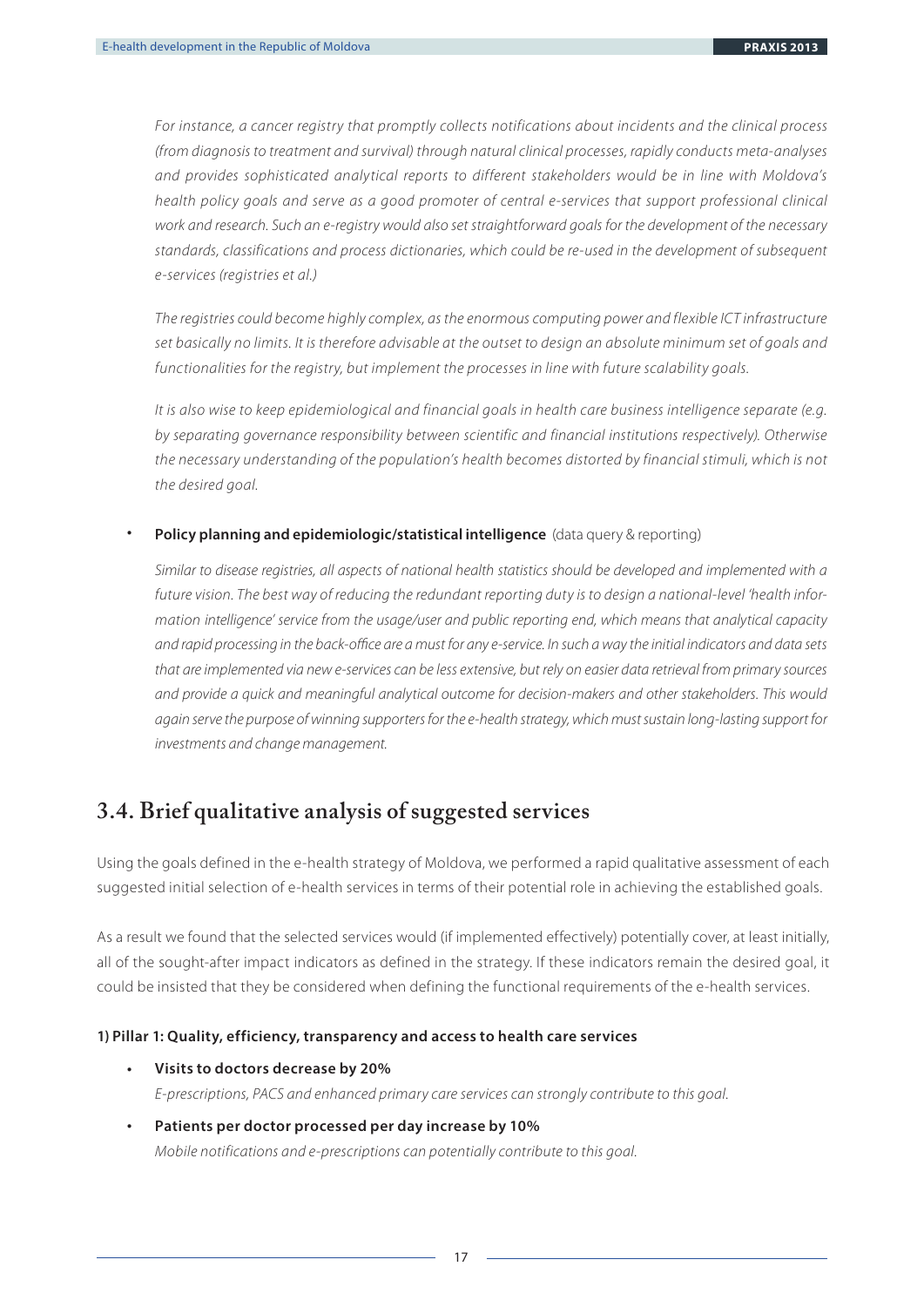*For instance, a cancer registry that promptly collects notifications about incidents and the clinical process (from diagnosis to treatment and survival) through natural clinical processes, rapidly conducts meta-analyses and provides sophisticated analytical reports to different stakeholders would be in line with Moldova's health policy goals and serve as a good promoter of central e-services that support professional clinical work and research. Such an e-registry would also set straightforward goals for the development of the necessary standards, classifications and process dictionaries, which could be re-used in the development of subsequent e-services (registries et al.)*

*The registries could become highly complex, as the enormous computing power and flexible ICT infrastructure set basically no limits. It is therefore advisable at the outset to design an absolute minimum set of goals and functionalities for the registry, but implement the processes in line with future scalability goals.*

*It is also wise to keep epidemiological and financial goals in health care business intelligence separate (e.g. by separating governance responsibility between scientific and financial institutions respectively). Otherwise the necessary understanding of the population's health becomes distorted by financial stimuli, which is not the desired goal.*

- **Policy planning and epidemiologic/statistical intelligence** (data query & reporting)

  *Similar to disease registries, all aspects of national health statistics should be developed and implemented with a future vision. The best way of reducing the redundant reporting duty is to design a national-level 'health information intelligence' service from the usage/user and public reporting end, which means that analytical capacity and rapid processing in the back-office are a must for any e-service. In such a way the initial indicators and data sets that are implemented via new e-services can be less extensive, but rely on easier data retrieval from primary sources and provide a quick and meaningful analytical outcome for decision-makers and other stakeholders. This would again serve the purpose of winning supporters for the e-health strategy, which must sustain long-lasting support for investments and change management.*

## 3.4. Brief qualitative analysis of suggested services

Using the goals defined in the e-health strategy of Moldova, we performed a rapid qualitative assessment of each suggested initial selection of e-health services in terms of their potential role in achieving the established goals.

As a result we found that the selected services would (if implemented effectively) potentially cover, at least initially, all of the sought-after impact indicators as defined in the strategy. If these indicators remain the desired goal, it could be insisted that they be considered when defining the functional requirements of the e-health services.

**1) Pillar 1: Quality, efficiency, transparency and access to health care services**

- **Visits to doctors decrease by 20%**
  *E-prescriptions, PACS and enhanced primary care services can strongly contribute to this goal.*
- **Patients per doctor processed per day increase by 10%**
  *Mobile notifications and e-prescriptions can potentially contribute to this goal.*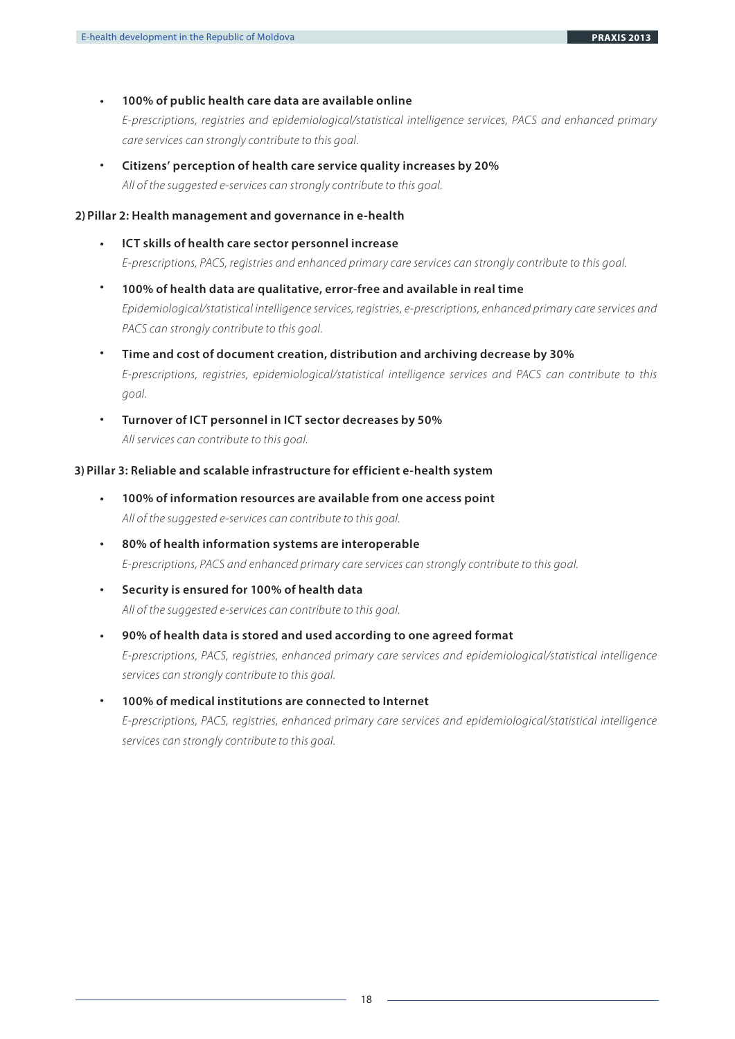- **100% of public health care data are available online**

  *E-prescriptions, registries and epidemiological/statistical intelligence services, PACS and enhanced primary care services can strongly contribute to this goal.*

- **Citizens' perception of health care service quality increases by 20%**

  *All of the suggested e-services can strongly contribute to this goal.*

**2) Pillar 2: Health management and governance in e-health**

- **ICT skills of health care sector personnel increase**

  *E-prescriptions, PACS, registries and enhanced primary care services can strongly contribute to this goal.*

- **100% of health data are qualitative, error-free and available in real time**

  *Epidemiological/statistical intelligence services, registries, e-prescriptions, enhanced primary care services and PACS can strongly contribute to this goal.*

- **Time and cost of document creation, distribution and archiving decrease by 30%**

  *E-prescriptions, registries, epidemiological/statistical intelligence services and PACS can contribute to this goal.*

- **Turnover of ICT personnel in ICT sector decreases by 50%**

  *All services can contribute to this goal.*

**3) Pillar 3: Reliable and scalable infrastructure for efficient e-health system**

- **100% of information resources are available from one access point**

  *All of the suggested e-services can contribute to this goal.*

- **80% of health information systems are interoperable**

  *E-prescriptions, PACS and enhanced primary care services can strongly contribute to this goal.*

- **Security is ensured for 100% of health data**

  *All of the suggested e-services can contribute to this goal.*

- **90% of health data is stored and used according to one agreed format**

  *E-prescriptions, PACS, registries, enhanced primary care services and epidemiological/statistical intelligence services can strongly contribute to this goal.*

- **100% of medical institutions are connected to Internet**

  *E-prescriptions, PACS, registries, enhanced primary care services and epidemiological/statistical intelligence services can strongly contribute to this goal.*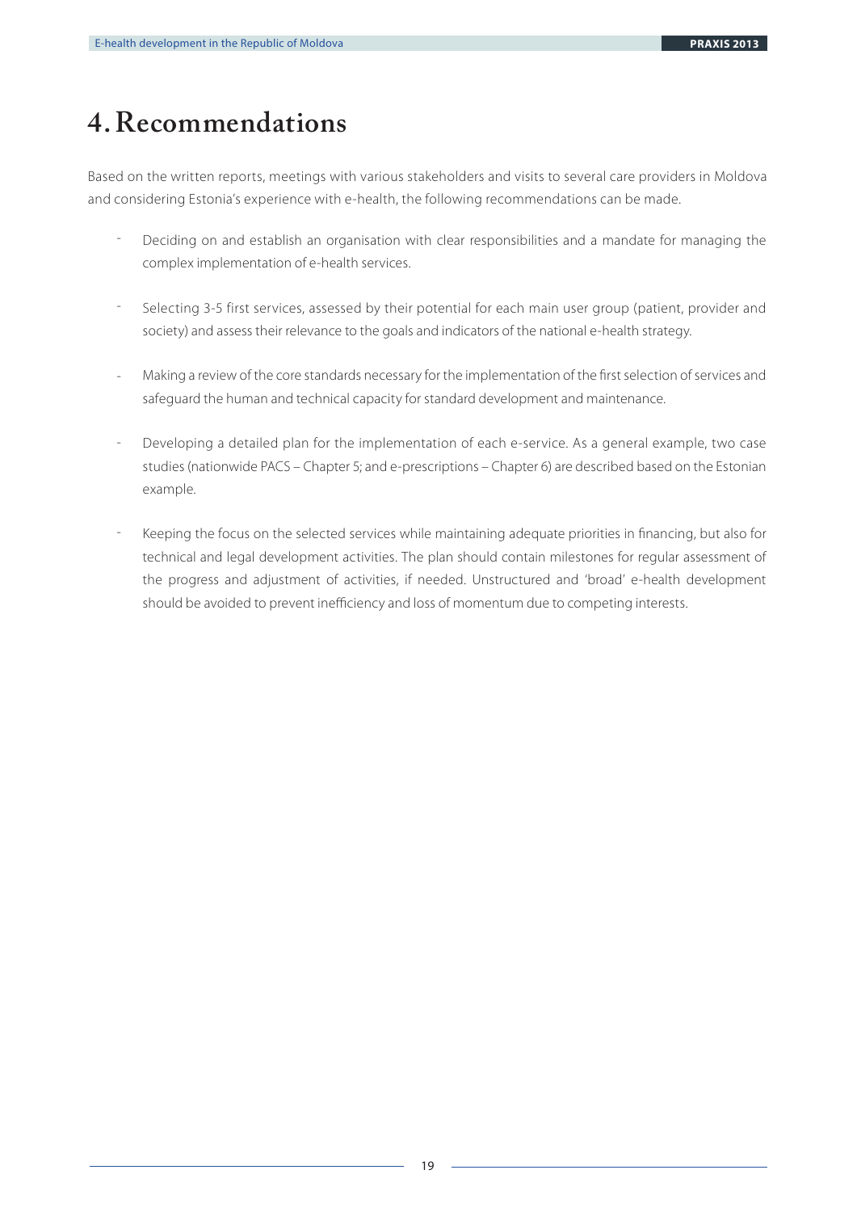# 4. Recommendations

Based on the written reports, meetings with various stakeholders and visits to several care providers in Moldova and considering Estonia's experience with e-health, the following recommendations can be made.

- Deciding on and establish an organisation with clear responsibilities and a mandate for managing the complex implementation of e-health services.
- Selecting 3-5 first services, assessed by their potential for each main user group (patient, provider and society) and assess their relevance to the goals and indicators of the national e-health strategy.
- Making a review of the core standards necessary for the implementation of the first selection of services and safeguard the human and technical capacity for standard development and maintenance.
- Developing a detailed plan for the implementation of each e-service. As a general example, two case studies (nationwide PACS – Chapter 5; and e-prescriptions – Chapter 6) are described based on the Estonian example.
- Keeping the focus on the selected services while maintaining adequate priorities in financing, but also for technical and legal development activities. The plan should contain milestones for regular assessment of the progress and adjustment of activities, if needed. Unstructured and 'broad' e-health development should be avoided to prevent inefficiency and loss of momentum due to competing interests.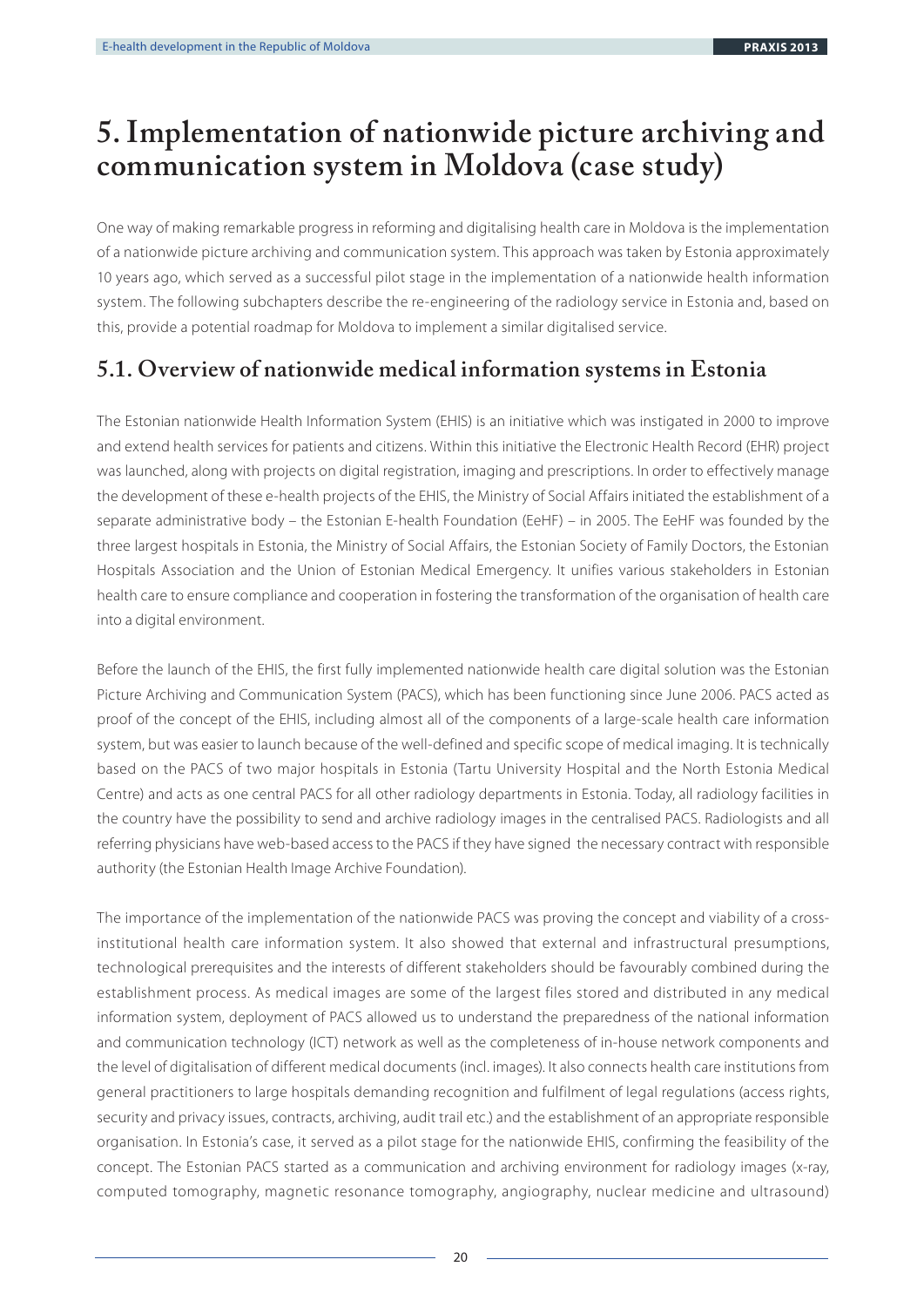# 5. Implementation of nationwide picture archiving and communication system in Moldova (case study)

One way of making remarkable progress in reforming and digitalising health care in Moldova is the implementation of a nationwide picture archiving and communication system. This approach was taken by Estonia approximately 10 years ago, which served as a successful pilot stage in the implementation of a nationwide health information system. The following subchapters describe the re-engineering of the radiology service in Estonia and, based on this, provide a potential roadmap for Moldova to implement a similar digitalised service.

## 5.1. Overview of nationwide medical information systems in Estonia

The Estonian nationwide Health Information System (EHIS) is an initiative which was instigated in 2000 to improve and extend health services for patients and citizens. Within this initiative the Electronic Health Record (EHR) project was launched, along with projects on digital registration, imaging and prescriptions. In order to effectively manage the development of these e-health projects of the EHIS, the Ministry of Social Affairs initiated the establishment of a separate administrative body – the Estonian E-health Foundation (EeHF) – in 2005. The EeHF was founded by the three largest hospitals in Estonia, the Ministry of Social Affairs, the Estonian Society of Family Doctors, the Estonian Hospitals Association and the Union of Estonian Medical Emergency. It unifies various stakeholders in Estonian health care to ensure compliance and cooperation in fostering the transformation of the organisation of health care into a digital environment.

Before the launch of the EHIS, the first fully implemented nationwide health care digital solution was the Estonian Picture Archiving and Communication System (PACS), which has been functioning since June 2006. PACS acted as proof of the concept of the EHIS, including almost all of the components of a large-scale health care information system, but was easier to launch because of the well-defined and specific scope of medical imaging. It is technically based on the PACS of two major hospitals in Estonia (Tartu University Hospital and the North Estonia Medical Centre) and acts as one central PACS for all other radiology departments in Estonia. Today, all radiology facilities in the country have the possibility to send and archive radiology images in the centralised PACS. Radiologists and all referring physicians have web-based access to the PACS if they have signed the necessary contract with responsible authority (the Estonian Health Image Archive Foundation).

The importance of the implementation of the nationwide PACS was proving the concept and viability of a cross-institutional health care information system. It also showed that external and infrastructural presumptions, technological prerequisites and the interests of different stakeholders should be favourably combined during the establishment process. As medical images are some of the largest files stored and distributed in any medical information system, deployment of PACS allowed us to understand the preparedness of the national information and communication technology (ICT) network as well as the completeness of in-house network components and the level of digitalisation of different medical documents (incl. images). It also connects health care institutions from general practitioners to large hospitals demanding recognition and fulfilment of legal regulations (access rights, security and privacy issues, contracts, archiving, audit trail etc.) and the establishment of an appropriate responsible organisation. In Estonia's case, it served as a pilot stage for the nationwide EHIS, confirming the feasibility of the concept. The Estonian PACS started as a communication and archiving environment for radiology images (x-ray, computed tomography, magnetic resonance tomography, angiography, nuclear medicine and ultrasound)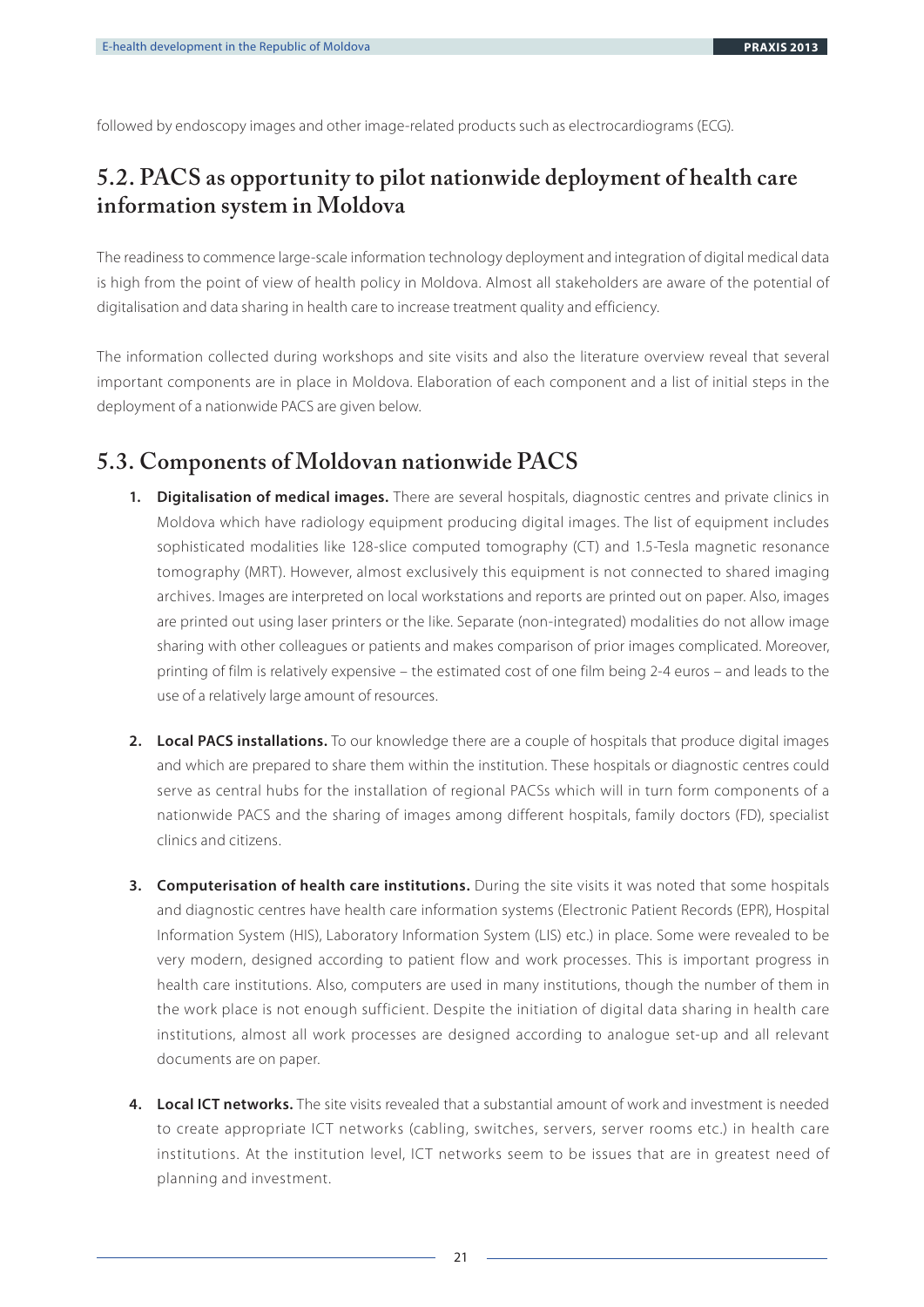followed by endoscopy images and other image-related products such as electrocardiograms (ECG).

## 5.2. PACS as opportunity to pilot nationwide deployment of health care information system in Moldova

The readiness to commence large-scale information technology deployment and integration of digital medical data is high from the point of view of health policy in Moldova. Almost all stakeholders are aware of the potential of digitalisation and data sharing in health care to increase treatment quality and efficiency.

The information collected during workshops and site visits and also the literature overview reveal that several important components are in place in Moldova. Elaboration of each component and a list of initial steps in the deployment of a nationwide PACS are given below.

## 5.3. Components of Moldovan nationwide PACS

1. **Digitalisation of medical images.** There are several hospitals, diagnostic centres and private clinics in Moldova which have radiology equipment producing digital images. The list of equipment includes sophisticated modalities like 128-slice computed tomography (CT) and 1.5-Tesla magnetic resonance tomography (MRT). However, almost exclusively this equipment is not connected to shared imaging archives. Images are interpreted on local workstations and reports are printed out on paper. Also, images are printed out using laser printers or the like. Separate (non-integrated) modalities do not allow image sharing with other colleagues or patients and makes comparison of prior images complicated. Moreover, printing of film is relatively expensive – the estimated cost of one film being 2-4 euros – and leads to the use of a relatively large amount of resources.

2. **Local PACS installations.** To our knowledge there are a couple of hospitals that produce digital images and which are prepared to share them within the institution. These hospitals or diagnostic centres could serve as central hubs for the installation of regional PACSs which will in turn form components of a nationwide PACS and the sharing of images among different hospitals, family doctors (FD), specialist clinics and citizens.

3. **Computerisation of health care institutions.** During the site visits it was noted that some hospitals and diagnostic centres have health care information systems (Electronic Patient Records (EPR), Hospital Information System (HIS), Laboratory Information System (LIS) etc.) in place. Some were revealed to be very modern, designed according to patient flow and work processes. This is important progress in health care institutions. Also, computers are used in many institutions, though the number of them in the work place is not enough sufficient. Despite the initiation of digital data sharing in health care institutions, almost all work processes are designed according to analogue set-up and all relevant documents are on paper.

4. **Local ICT networks.** The site visits revealed that a substantial amount of work and investment is needed to create appropriate ICT networks (cabling, switches, servers, server rooms etc.) in health care institutions. At the institution level, ICT networks seem to be issues that are in greatest need of planning and investment.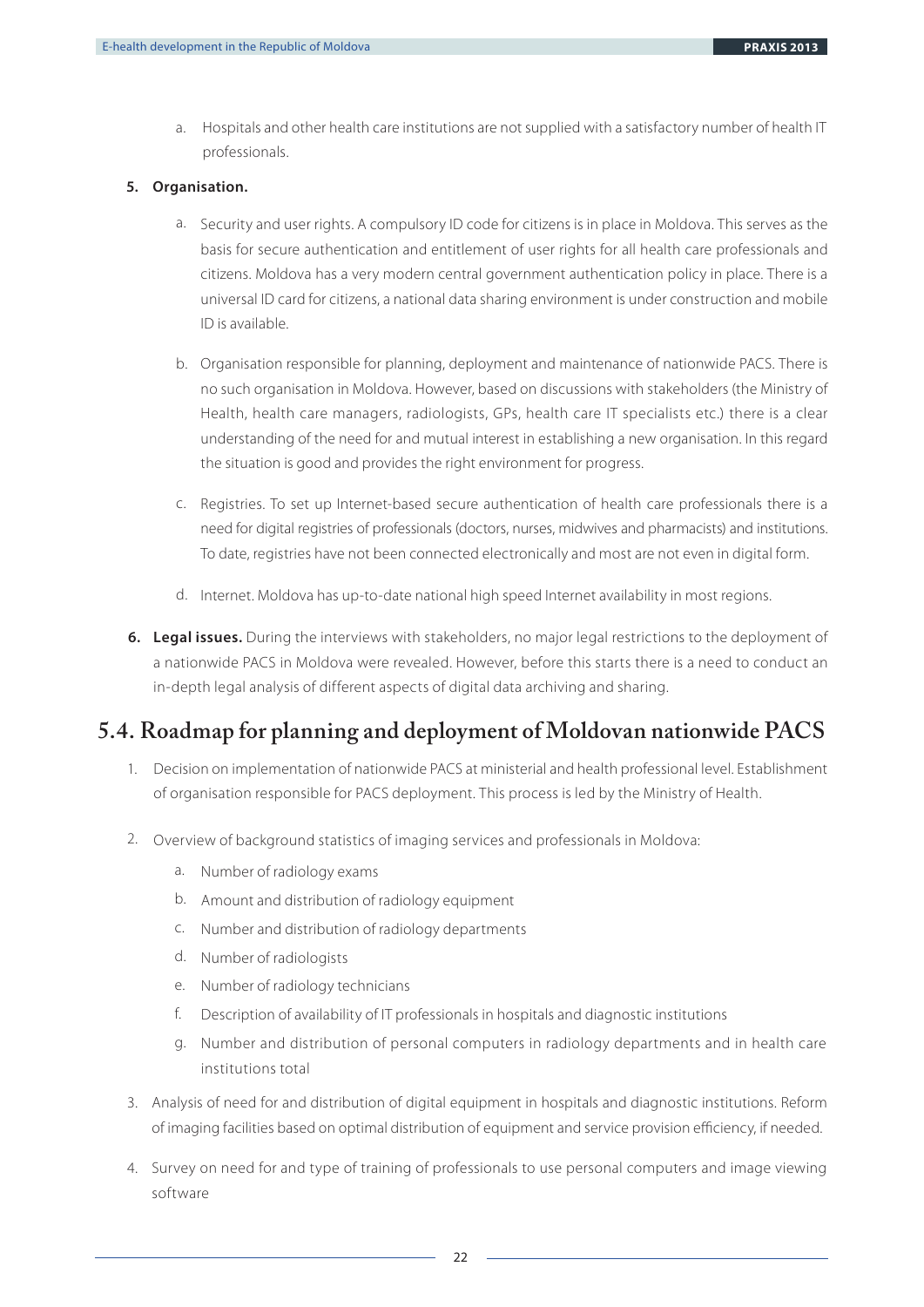a. Hospitals and other health care institutions are not supplied with a satisfactory number of health IT professionals.

5. **Organisation.**

    a. Security and user rights. A compulsory ID code for citizens is in place in Moldova. This serves as the basis for secure authentication and entitlement of user rights for all health care professionals and citizens. Moldova has a very modern central government authentication policy in place. There is a universal ID card for citizens, a national data sharing environment is under construction and mobile ID is available.

    b. Organisation responsible for planning, deployment and maintenance of nationwide PACS. There is no such organisation in Moldova. However, based on discussions with stakeholders (the Ministry of Health, health care managers, radiologists, GPs, health care IT specialists etc.) there is a clear understanding of the need for and mutual interest in establishing a new organisation. In this regard the situation is good and provides the right environment for progress.

    c. Registries. To set up Internet-based secure authentication of health care professionals there is a need for digital registries of professionals (doctors, nurses, midwives and pharmacists) and institutions. To date, registries have not been connected electronically and most are not even in digital form.

    d. Internet. Moldova has up-to-date national high speed Internet availability in most regions.

6. **Legal issues.** During the interviews with stakeholders, no major legal restrictions to the deployment of a nationwide PACS in Moldova were revealed. However, before this starts there is a need to conduct an in-depth legal analysis of different aspects of digital data archiving and sharing.

## 5.4. Roadmap for planning and deployment of Moldovan nationwide PACS

1. Decision on implementation of nationwide PACS at ministerial and health professional level. Establishment of organisation responsible for PACS deployment. This process is led by the Ministry of Health.

2. Overview of background statistics of imaging services and professionals in Moldova:

    a. Number of radiology exams
    b. Amount and distribution of radiology equipment
    c. Number and distribution of radiology departments
    d. Number of radiologists
    e. Number of radiology technicians
    f. Description of availability of IT professionals in hospitals and diagnostic institutions
    g. Number and distribution of personal computers in radiology departments and in health care institutions total

3. Analysis of need for and distribution of digital equipment in hospitals and diagnostic institutions. Reform of imaging facilities based on optimal distribution of equipment and service provision efficiency, if needed.

4. Survey on need for and type of training of professionals to use personal computers and image viewing software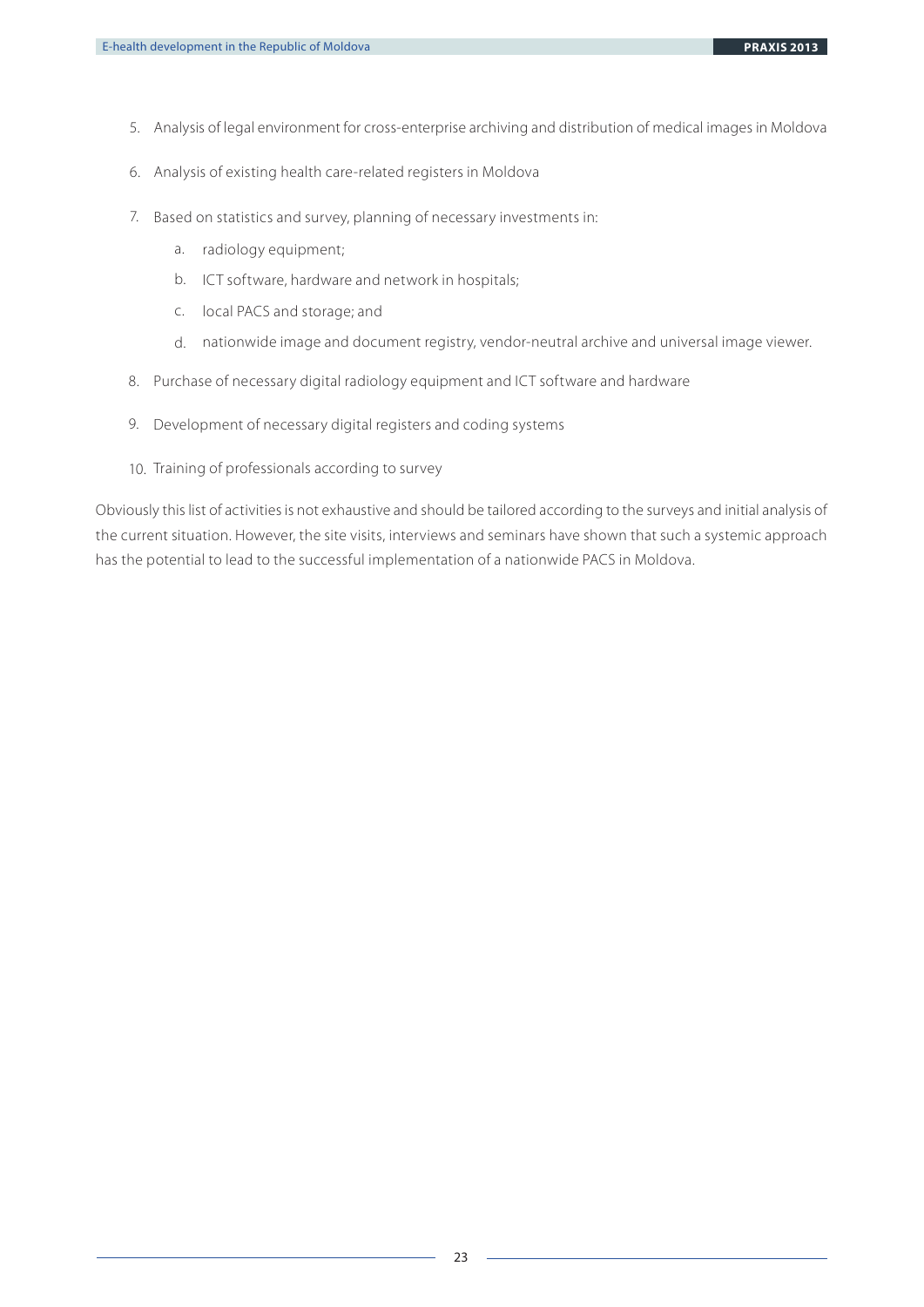5. Analysis of legal environment for cross-enterprise archiving and distribution of medical images in Moldova
6. Analysis of existing health care-related registers in Moldova
7. Based on statistics and survey, planning of necessary investments in:
   a. radiology equipment;
   b. ICT software, hardware and network in hospitals;
   c. local PACS and storage; and
   d. nationwide image and document registry, vendor-neutral archive and universal image viewer.
8. Purchase of necessary digital radiology equipment and ICT software and hardware
9. Development of necessary digital registers and coding systems
10. Training of professionals according to survey

Obviously this list of activities is not exhaustive and should be tailored according to the surveys and initial analysis of the current situation. However, the site visits, interviews and seminars have shown that such a systemic approach has the potential to lead to the successful implementation of a nationwide PACS in Moldova.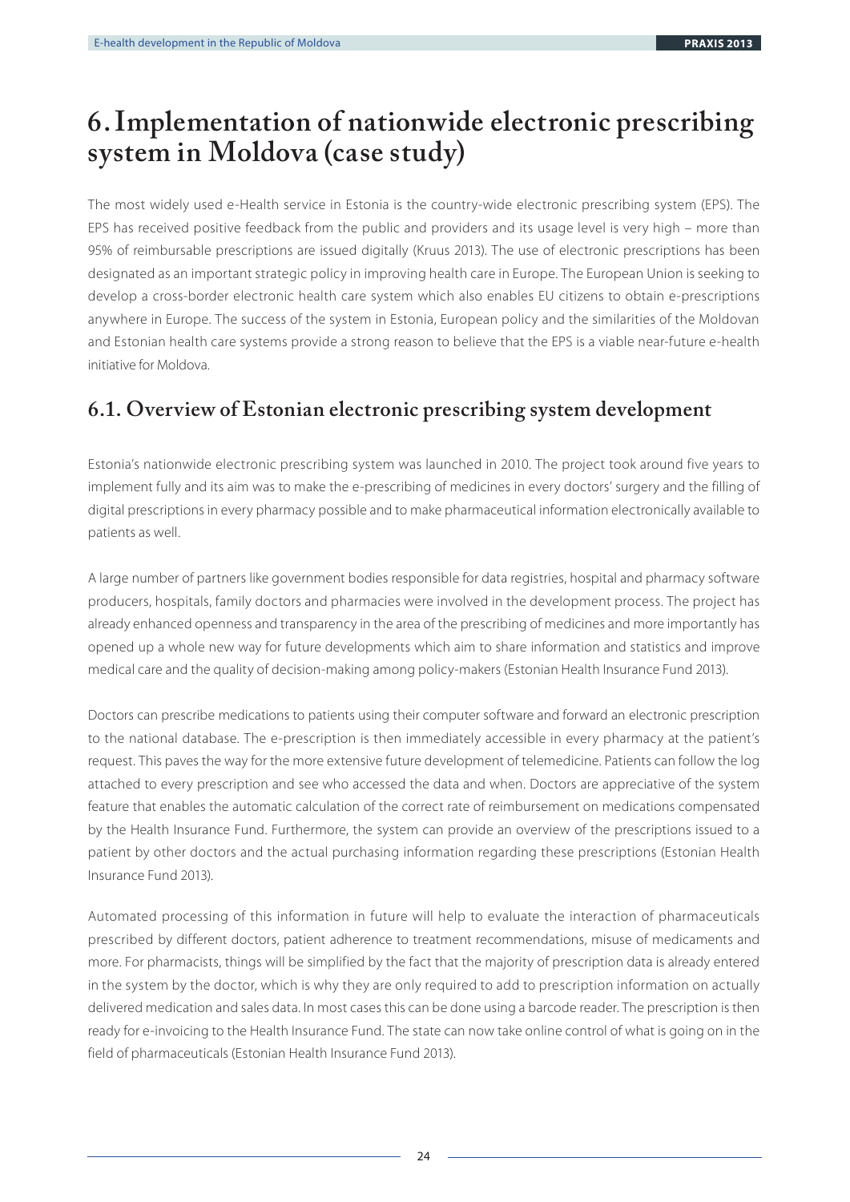# 6. Implementation of nationwide electronic prescribing system in Moldova (case study)

The most widely used e-Health service in Estonia is the country-wide electronic prescribing system (EPS). The EPS has received positive feedback from the public and providers and its usage level is very high – more than 95% of reimbursable prescriptions are issued digitally (Kruus 2013). The use of electronic prescriptions has been designated as an important strategic policy in improving health care in Europe. The European Union is seeking to develop a cross-border electronic health care system which also enables EU citizens to obtain e-prescriptions anywhere in Europe. The success of the system in Estonia, European policy and the similarities of the Moldovan and Estonian health care systems provide a strong reason to believe that the EPS is a viable near-future e-health initiative for Moldova.

## 6.1. Overview of Estonian electronic prescribing system development

Estonia's nationwide electronic prescribing system was launched in 2010. The project took around five years to implement fully and its aim was to make the e-prescribing of medicines in every doctors' surgery and the filling of digital prescriptions in every pharmacy possible and to make pharmaceutical information electronically available to patients as well.

A large number of partners like government bodies responsible for data registries, hospital and pharmacy software producers, hospitals, family doctors and pharmacies were involved in the development process. The project has already enhanced openness and transparency in the area of the prescribing of medicines and more importantly has opened up a whole new way for future developments which aim to share information and statistics and improve medical care and the quality of decision-making among policy-makers (Estonian Health Insurance Fund 2013).

Doctors can prescribe medications to patients using their computer software and forward an electronic prescription to the national database. The e-prescription is then immediately accessible in every pharmacy at the patient's request. This paves the way for the more extensive future development of telemedicine. Patients can follow the log attached to every prescription and see who accessed the data and when. Doctors are appreciative of the system feature that enables the automatic calculation of the correct rate of reimbursement on medications compensated by the Health Insurance Fund. Furthermore, the system can provide an overview of the prescriptions issued to a patient by other doctors and the actual purchasing information regarding these prescriptions (Estonian Health Insurance Fund 2013).

Automated processing of this information in future will help to evaluate the interaction of pharmaceuticals prescribed by different doctors, patient adherence to treatment recommendations, misuse of medicaments and more. For pharmacists, things will be simplified by the fact that the majority of prescription data is already entered in the system by the doctor, which is why they are only required to add to prescription information on actually delivered medication and sales data. In most cases this can be done using a barcode reader. The prescription is then ready for e-invoicing to the Health Insurance Fund. The state can now take online control of what is going on in the field of pharmaceuticals (Estonian Health Insurance Fund 2013).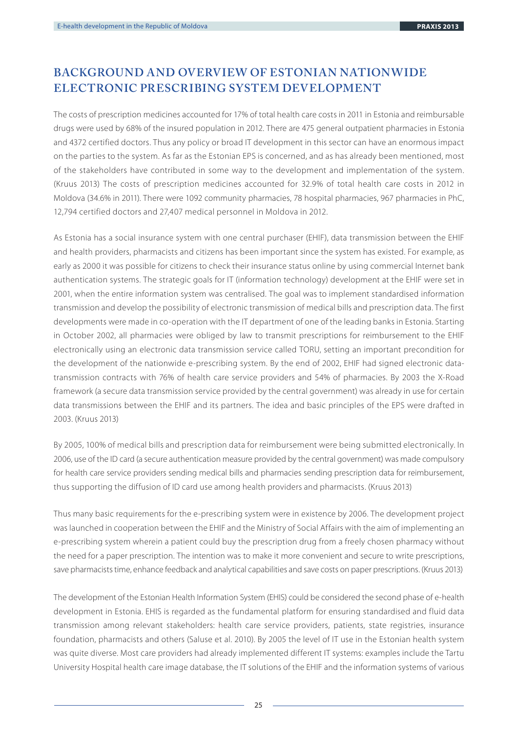## BACKGROUND AND OVERVIEW OF ESTONIAN NATIONWIDE ELECTRONIC PRESCRIBING SYSTEM DEVELOPMENT

The costs of prescription medicines accounted for 17% of total health care costs in 2011 in Estonia and reimbursable drugs were used by 68% of the insured population in 2012. There are 475 general outpatient pharmacies in Estonia and 4372 certified doctors. Thus any policy or broad IT development in this sector can have an enormous impact on the parties to the system. As far as the Estonian EPS is concerned, and as has already been mentioned, most of the stakeholders have contributed in some way to the development and implementation of the system. (Kruus 2013) The costs of prescription medicines accounted for 32.9% of total health care costs in 2012 in Moldova (34.6% in 2011). There were 1092 community pharmacies, 78 hospital pharmacies, 967 pharmacies in PhC, 12,794 certified doctors and 27,407 medical personnel in Moldova in 2012.

As Estonia has a social insurance system with one central purchaser (EHIF), data transmission between the EHIF and health providers, pharmacists and citizens has been important since the system has existed. For example, as early as 2000 it was possible for citizens to check their insurance status online by using commercial Internet bank authentication systems. The strategic goals for IT (information technology) development at the EHIF were set in 2001, when the entire information system was centralised. The goal was to implement standardised information transmission and develop the possibility of electronic transmission of medical bills and prescription data. The first developments were made in co-operation with the IT department of one of the leading banks in Estonia. Starting in October 2002, all pharmacies were obliged by law to transmit prescriptions for reimbursement to the EHIF electronically using an electronic data transmission service called TORU, setting an important precondition for the development of the nationwide e-prescribing system. By the end of 2002, EHIF had signed electronic data-transmission contracts with 76% of health care service providers and 54% of pharmacies. By 2003 the X-Road framework (a secure data transmission service provided by the central government) was already in use for certain data transmissions between the EHIF and its partners. The idea and basic principles of the EPS were drafted in 2003. (Kruus 2013)

By 2005, 100% of medical bills and prescription data for reimbursement were being submitted electronically. In 2006, use of the ID card (a secure authentication measure provided by the central government) was made compulsory for health care service providers sending medical bills and pharmacies sending prescription data for reimbursement, thus supporting the diffusion of ID card use among health providers and pharmacists. (Kruus 2013)

Thus many basic requirements for the e-prescribing system were in existence by 2006. The development project was launched in cooperation between the EHIF and the Ministry of Social Affairs with the aim of implementing an e-prescribing system wherein a patient could buy the prescription drug from a freely chosen pharmacy without the need for a paper prescription. The intention was to make it more convenient and secure to write prescriptions, save pharmacists time, enhance feedback and analytical capabilities and save costs on paper prescriptions. (Kruus 2013)

The development of the Estonian Health Information System (EHIS) could be considered the second phase of e-health development in Estonia. EHIS is regarded as the fundamental platform for ensuring standardised and fluid data transmission among relevant stakeholders: health care service providers, patients, state registries, insurance foundation, pharmacists and others (Saluse et al. 2010). By 2005 the level of IT use in the Estonian health system was quite diverse. Most care providers had already implemented different IT systems: examples include the Tartu University Hospital health care image database, the IT solutions of the EHIF and the information systems of various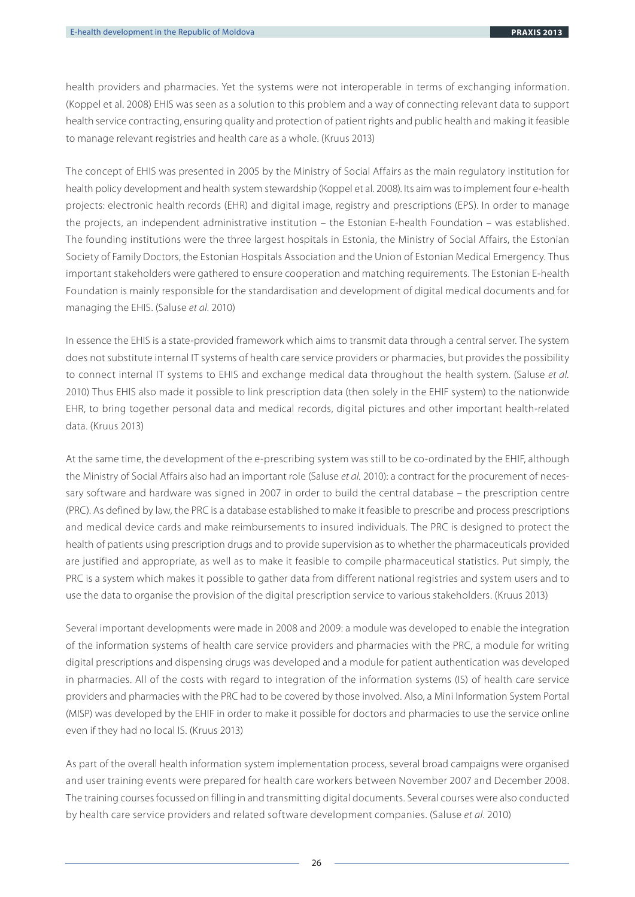health providers and pharmacies. Yet the systems were not interoperable in terms of exchanging information. (Koppel et al. 2008) EHIS was seen as a solution to this problem and a way of connecting relevant data to support health service contracting, ensuring quality and protection of patient rights and public health and making it feasible to manage relevant registries and health care as a whole. (Kruus 2013)

The concept of EHIS was presented in 2005 by the Ministry of Social Affairs as the main regulatory institution for health policy development and health system stewardship (Koppel et al. 2008). Its aim was to implement four e-health projects: electronic health records (EHR) and digital image, registry and prescriptions (EPS). In order to manage the projects, an independent administrative institution – the Estonian E-health Foundation – was established. The founding institutions were the three largest hospitals in Estonia, the Ministry of Social Affairs, the Estonian Society of Family Doctors, the Estonian Hospitals Association and the Union of Estonian Medical Emergency. Thus important stakeholders were gathered to ensure cooperation and matching requirements. The Estonian E-health Foundation is mainly responsible for the standardisation and development of digital medical documents and for managing the EHIS. (Saluse *et al.* 2010)

In essence the EHIS is a state-provided framework which aims to transmit data through a central server. The system does not substitute internal IT systems of health care service providers or pharmacies, but provides the possibility to connect internal IT systems to EHIS and exchange medical data throughout the health system. (Saluse *et al.* 2010) Thus EHIS also made it possible to link prescription data (then solely in the EHIF system) to the nationwide EHR, to bring together personal data and medical records, digital pictures and other important health-related data. (Kruus 2013)

At the same time, the development of the e-prescribing system was still to be co-ordinated by the EHIF, although the Ministry of Social Affairs also had an important role (Saluse *et al.* 2010): a contract for the procurement of necessary software and hardware was signed in 2007 in order to build the central database – the prescription centre (PRC). As defined by law, the PRC is a database established to make it feasible to prescribe and process prescriptions and medical device cards and make reimbursements to insured individuals. The PRC is designed to protect the health of patients using prescription drugs and to provide supervision as to whether the pharmaceuticals provided are justified and appropriate, as well as to make it feasible to compile pharmaceutical statistics. Put simply, the PRC is a system which makes it possible to gather data from different national registries and system users and to use the data to organise the provision of the digital prescription service to various stakeholders. (Kruus 2013)

Several important developments were made in 2008 and 2009: a module was developed to enable the integration of the information systems of health care service providers and pharmacies with the PRC, a module for writing digital prescriptions and dispensing drugs was developed and a module for patient authentication was developed in pharmacies. All of the costs with regard to integration of the information systems (IS) of health care service providers and pharmacies with the PRC had to be covered by those involved. Also, a Mini Information System Portal (MISP) was developed by the EHIF in order to make it possible for doctors and pharmacies to use the service online even if they had no local IS. (Kruus 2013)

As part of the overall health information system implementation process, several broad campaigns were organised and user training events were prepared for health care workers between November 2007 and December 2008. The training courses focussed on filling in and transmitting digital documents. Several courses were also conducted by health care service providers and related software development companies. (Saluse *et al*. 2010)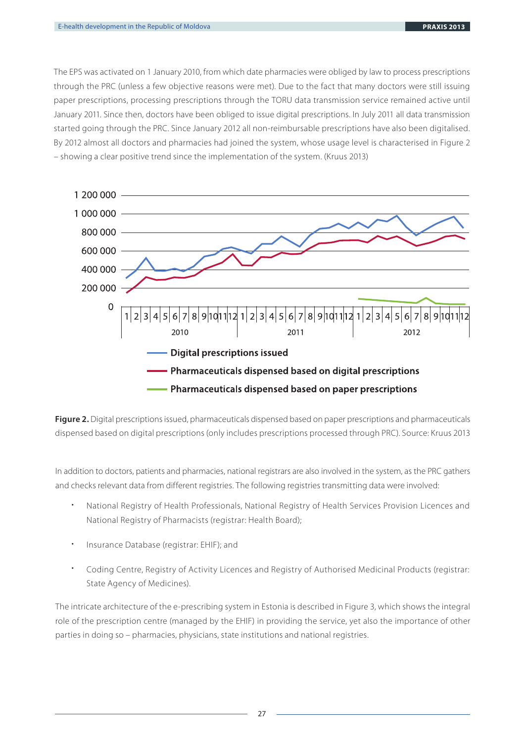The EPS was activated on 1 January 2010, from which date pharmacies were obliged by law to process prescriptions through the PRC (unless a few objective reasons were met). Due to the fact that many doctors were still issuing paper prescriptions, processing prescriptions through the TORU data transmission service remained active until January 2011. Since then, doctors have been obliged to issue digital prescriptions. In July 2011 all data transmission started going through the PRC. Since January 2012 all non-reimbursable prescriptions have also been digitalised. By 2012 almost all doctors and pharmacies had joined the system, whose usage level is characterised in Figure 2 – showing a clear positive trend since the implementation of the system. (Kruus 2013)

**Figure 2.** Digital prescriptions issued, pharmaceuticals dispensed based on paper prescriptions and pharmaceuticals dispensed based on digital prescriptions (only includes prescriptions processed through PRC). Source: Kruus 2013

In addition to doctors, patients and pharmacies, national registrars are also involved in the system, as the PRC gathers and checks relevant data from different registries. The following registries transmitting data were involved:

- National Registry of Health Professionals, National Registry of Health Services Provision Licences and National Registry of Pharmacists (registrar: Health Board);
- Insurance Database (registrar: EHIF); and
- Coding Centre, Registry of Activity Licences and Registry of Authorised Medicinal Products (registrar: State Agency of Medicines).

The intricate architecture of the e-prescribing system in Estonia is described in Figure 3, which shows the integral role of the prescription centre (managed by the EHIF) in providing the service, yet also the importance of other parties in doing so – pharmacies, physicians, state institutions and national registries.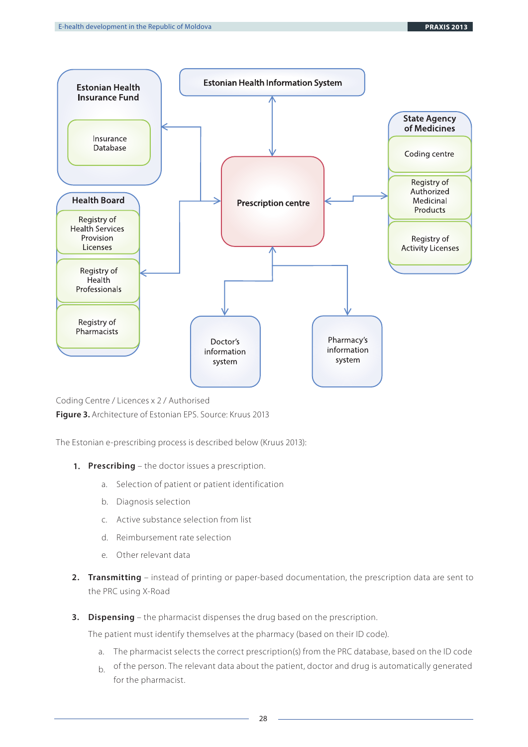Estonian Health Insurance Fund

Insurance Database

Estonian Health Information System

State Agency of Medicines

Coding centre

Registry of Authorized Medicinal Products

Registry of Activity Licenses

Prescription centre

Health Board

Registry of Health Services Provision Licenses

Registry of Health Professionals

Registry of Pharmacists

Doctor's information system

Pharmacy's information system

Coding Centre / Licences x 2 / Authorised

**Figure 3.** Architecture of Estonian EPS. Source: Kruus 2013

The Estonian e-prescribing process is described below (Kruus 2013):

1. **Prescribing** – the doctor issues a prescription.
   a. Selection of patient or patient identification
   b. Diagnosis selection
   c. Active substance selection from list
   d. Reimbursement rate selection
   e. Other relevant data

2. **Transmitting** – instead of printing or paper-based documentation, the prescription data are sent to the PRC using X-Road

3. **Dispensing** – the pharmacist dispenses the drug based on the prescription.

   The patient must identify themselves at the pharmacy (based on their ID code).

   a. The pharmacist selects the correct prescription(s) from the PRC database, based on the ID code
   b. of the person. The relevant data about the patient, doctor and drug is automatically generated for the pharmacist.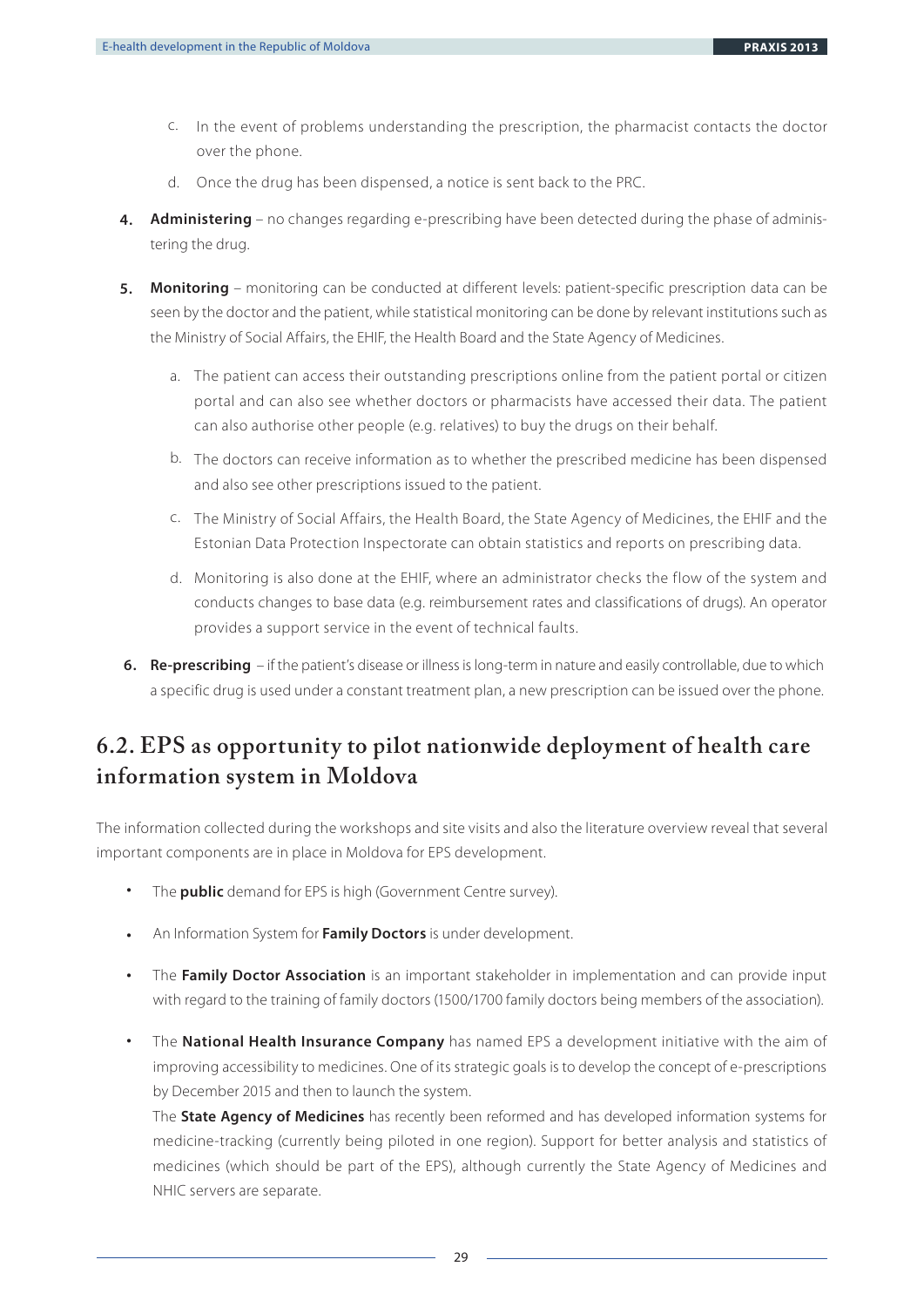c. In the event of problems understanding the prescription, the pharmacist contacts the doctor over the phone.

   d. Once the drug has been dispensed, a notice is sent back to the PRC.

4. **Administering** – no changes regarding e-prescribing have been detected during the phase of administering the drug.

5. **Monitoring** – monitoring can be conducted at different levels: patient-specific prescription data can be seen by the doctor and the patient, while statistical monitoring can be done by relevant institutions such as the Ministry of Social Affairs, the EHIF, the Health Board and the State Agency of Medicines.

   a. The patient can access their outstanding prescriptions online from the patient portal or citizen portal and can also see whether doctors or pharmacists have accessed their data. The patient can also authorise other people (e.g. relatives) to buy the drugs on their behalf.

   b. The doctors can receive information as to whether the prescribed medicine has been dispensed and also see other prescriptions issued to the patient.

   c. The Ministry of Social Affairs, the Health Board, the State Agency of Medicines, the EHIF and the Estonian Data Protection Inspectorate can obtain statistics and reports on prescribing data.

   d. Monitoring is also done at the EHIF, where an administrator checks the flow of the system and conducts changes to base data (e.g. reimbursement rates and classifications of drugs). An operator provides a support service in the event of technical faults.

6. **Re-prescribing** – if the patient's disease or illness is long-term in nature and easily controllable, due to which a specific drug is used under a constant treatment plan, a new prescription can be issued over the phone.

## 6.2. EPS as opportunity to pilot nationwide deployment of health care information system in Moldova

The information collected during the workshops and site visits and also the literature overview reveal that several important components are in place in Moldova for EPS development.

- The **public** demand for EPS is high (Government Centre survey).
- An Information System for **Family Doctors** is under development.
- The **Family Doctor Association** is an important stakeholder in implementation and can provide input with regard to the training of family doctors (1500/1700 family doctors being members of the association).
- The **National Health Insurance Company** has named EPS a development initiative with the aim of improving accessibility to medicines. One of its strategic goals is to develop the concept of e-prescriptions by December 2015 and then to launch the system.

  The **State Agency of Medicines** has recently been reformed and has developed information systems for medicine-tracking (currently being piloted in one region). Support for better analysis and statistics of medicines (which should be part of the EPS), although currently the State Agency of Medicines and NHIC servers are separate.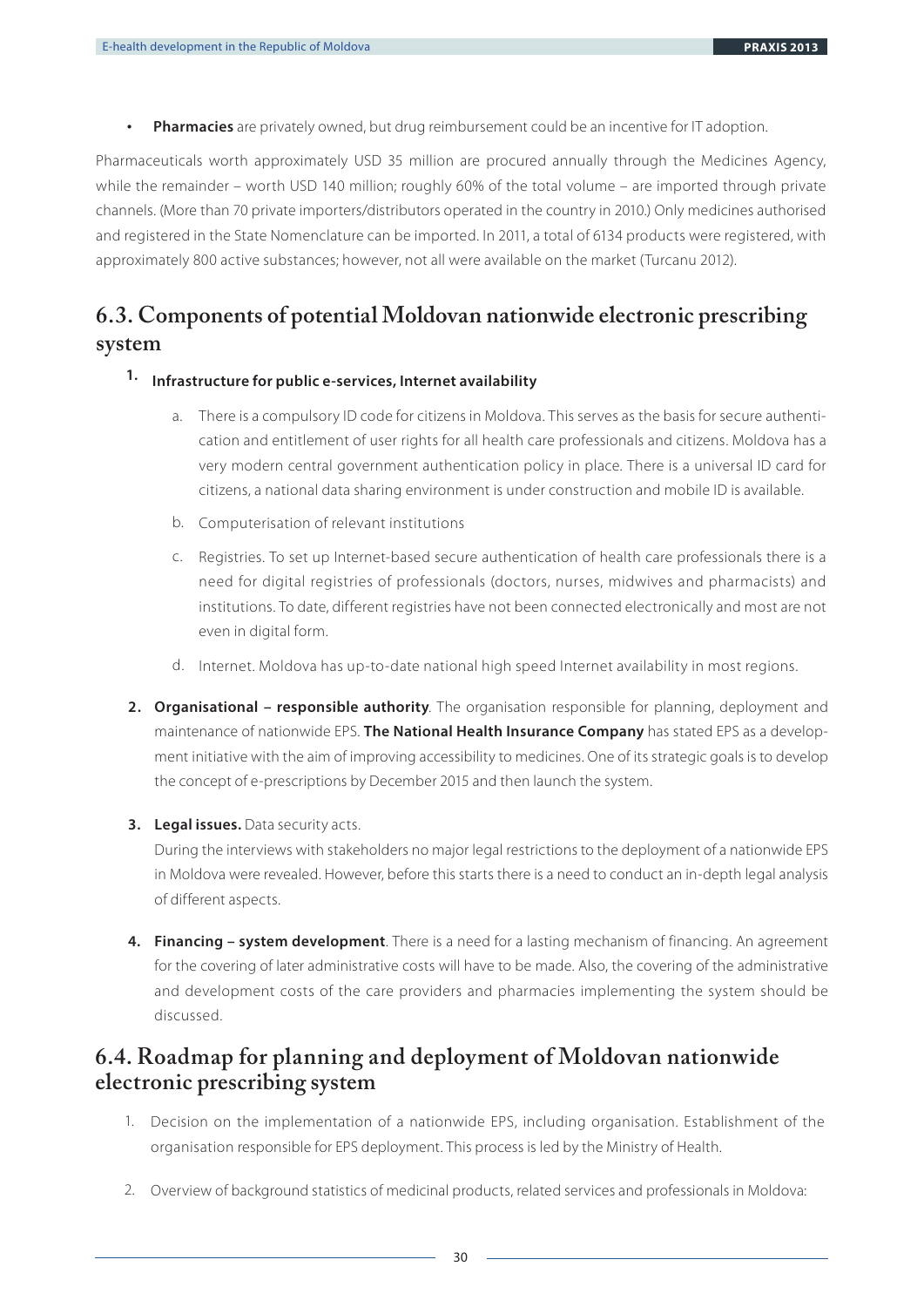- **Pharmacies** are privately owned, but drug reimbursement could be an incentive for IT adoption.

Pharmaceuticals worth approximately USD 35 million are procured annually through the Medicines Agency, while the remainder – worth USD 140 million; roughly 60% of the total volume – are imported through private channels. (More than 70 private importers/distributors operated in the country in 2010.) Only medicines authorised and registered in the State Nomenclature can be imported. In 2011, a total of 6134 products were registered, with approximately 800 active substances; however, not all were available on the market (Turcanu 2012).

## 6.3. Components of potential Moldovan nationwide electronic prescribing system

1. **Infrastructure for public e-services, Internet availability**

   a. There is a compulsory ID code for citizens in Moldova. This serves as the basis for secure authentication and entitlement of user rights for all health care professionals and citizens. Moldova has a very modern central government authentication policy in place. There is a universal ID card for citizens, a national data sharing environment is under construction and mobile ID is available.

   b. Computerisation of relevant institutions

   c. Registries. To set up Internet-based secure authentication of health care professionals there is a need for digital registries of professionals (doctors, nurses, midwives and pharmacists) and institutions. To date, different registries have not been connected electronically and most are not even in digital form.

   d. Internet. Moldova has up-to-date national high speed Internet availability in most regions.

2. **Organisational – responsible authority**. The organisation responsible for planning, deployment and maintenance of nationwide EPS. **The National Health Insurance Company** has stated EPS as a development initiative with the aim of improving accessibility to medicines. One of its strategic goals is to develop the concept of e-prescriptions by December 2015 and then launch the system.

3. **Legal issues.** Data security acts.

   During the interviews with stakeholders no major legal restrictions to the deployment of a nationwide EPS in Moldova were revealed. However, before this starts there is a need to conduct an in-depth legal analysis of different aspects.

4. **Financing – system development**. There is a need for a lasting mechanism of financing. An agreement for the covering of later administrative costs will have to be made. Also, the covering of the administrative and development costs of the care providers and pharmacies implementing the system should be discussed.

## 6.4. Roadmap for planning and deployment of Moldovan nationwide electronic prescribing system

1. Decision on the implementation of a nationwide EPS, including organisation. Establishment of the organisation responsible for EPS deployment. This process is led by the Ministry of Health.

2. Overview of background statistics of medicinal products, related services and professionals in Moldova: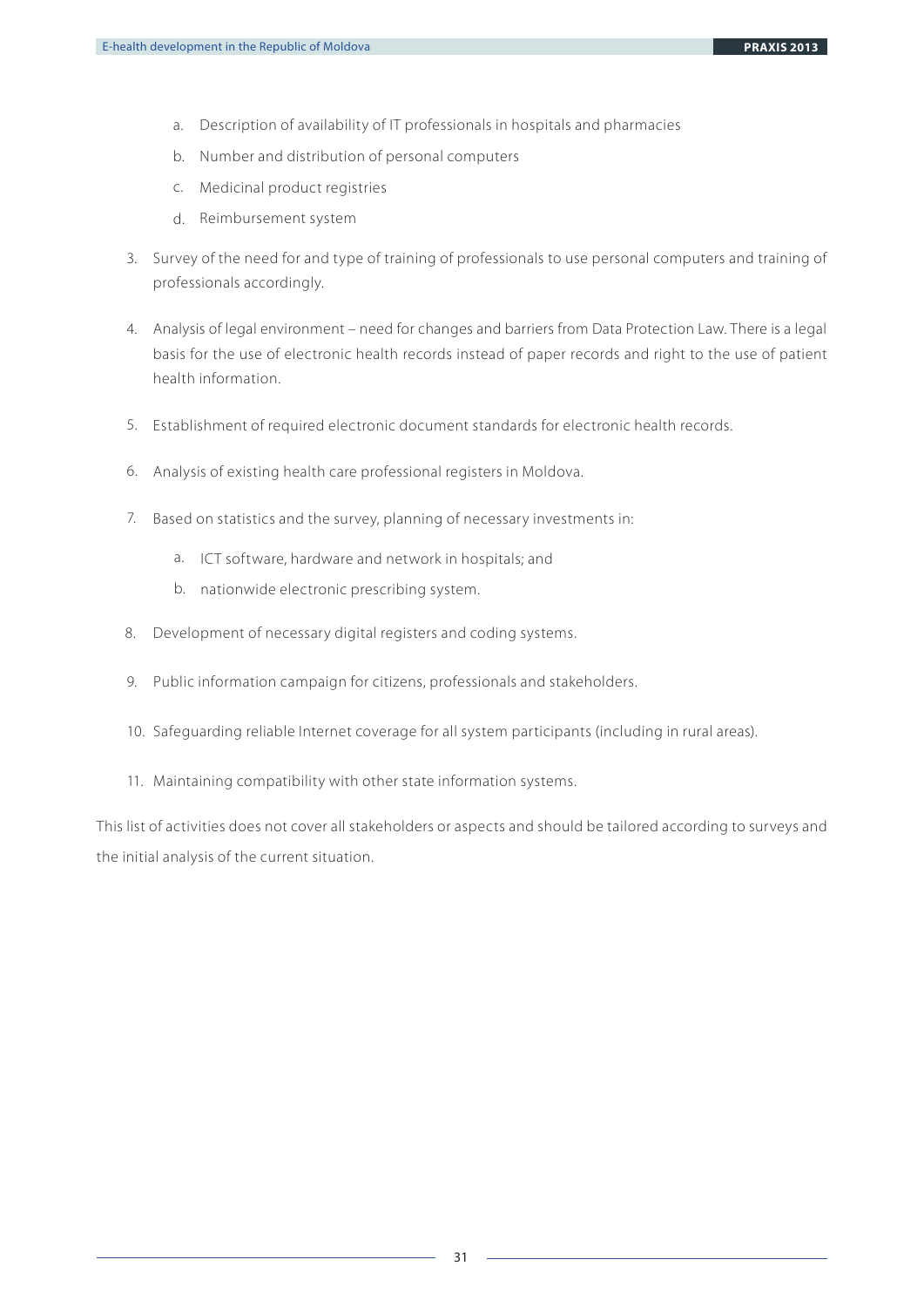a. Description of availability of IT professionals in hospitals and pharmacies
   b. Number and distribution of personal computers
   c. Medicinal product registries
   d. Reimbursement system

3. Survey of the need for and type of training of professionals to use personal computers and training of professionals accordingly.

4. Analysis of legal environment – need for changes and barriers from Data Protection Law. There is a legal basis for the use of electronic health records instead of paper records and right to the use of patient health information.

5. Establishment of required electronic document standards for electronic health records.

6. Analysis of existing health care professional registers in Moldova.

7. Based on statistics and the survey, planning of necessary investments in:
   a. ICT software, hardware and network in hospitals; and
   b. nationwide electronic prescribing system.

8. Development of necessary digital registers and coding systems.

9. Public information campaign for citizens, professionals and stakeholders.

10. Safeguarding reliable Internet coverage for all system participants (including in rural areas).

11. Maintaining compatibility with other state information systems.

This list of activities does not cover all stakeholders or aspects and should be tailored according to surveys and the initial analysis of the current situation.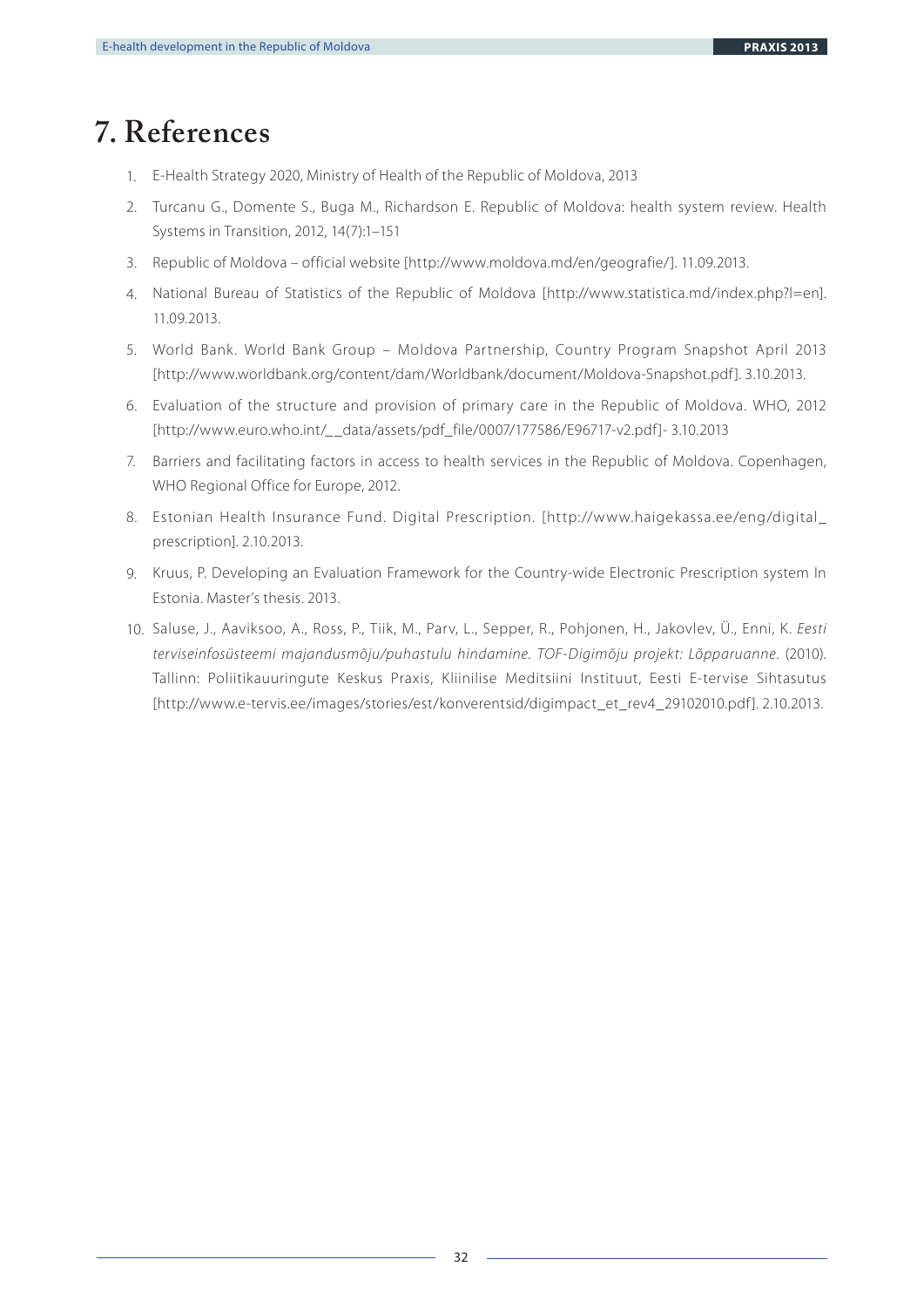# 7. References

1. E-Health Strategy 2020, Ministry of Health of the Republic of Moldova, 2013
2. Turcanu G., Domente S., Buga M., Richardson E. Republic of Moldova: health system review. Health Systems in Transition, 2012, 14(7):1–151
3. Republic of Moldova – official website [http://www.moldova.md/en/geografie/]. 11.09.2013.
4. National Bureau of Statistics of the Republic of Moldova [http://www.statistica.md/index.php?l=en]. 11.09.2013.
5. World Bank. World Bank Group – Moldova Partnership, Country Program Snapshot April 2013 [http://www.worldbank.org/content/dam/Worldbank/document/Moldova-Snapshot.pdf]. 3.10.2013.
6. Evaluation of the structure and provision of primary care in the Republic of Moldova. WHO, 2012 [http://www.euro.who.int/__data/assets/pdf_file/0007/177586/E96717-v2.pdf]- 3.10.2013
7. Barriers and facilitating factors in access to health services in the Republic of Moldova. Copenhagen, WHO Regional Office for Europe, 2012.
8. Estonian Health Insurance Fund. Digital Prescription. [http://www.haigekassa.ee/eng/digital_prescription]. 2.10.2013.
9. Kruus, P. Developing an Evaluation Framework for the Country-wide Electronic Prescription system In Estonia. Master's thesis. 2013.
10. Saluse, J., Aaviksoo, A., Ross, P., Tiik, M., Parv, L., Sepper, R., Pohjonen, H., Jakovlev, Ü., Enni, K. *Eesti terviseinfosüsteemi majandusmõju/puhastulu hindamine. TOF-Digimõju projekt: Lõpparuanne.* (2010). Tallinn: Poliitikauuringute Keskus Praxis, Kliinilise Meditsiini Instituut, Eesti E-tervise Sihtasutus [http://www.e-tervis.ee/images/stories/est/konverentsid/digimpact_et_rev4_29102010.pdf]. 2.10.2013.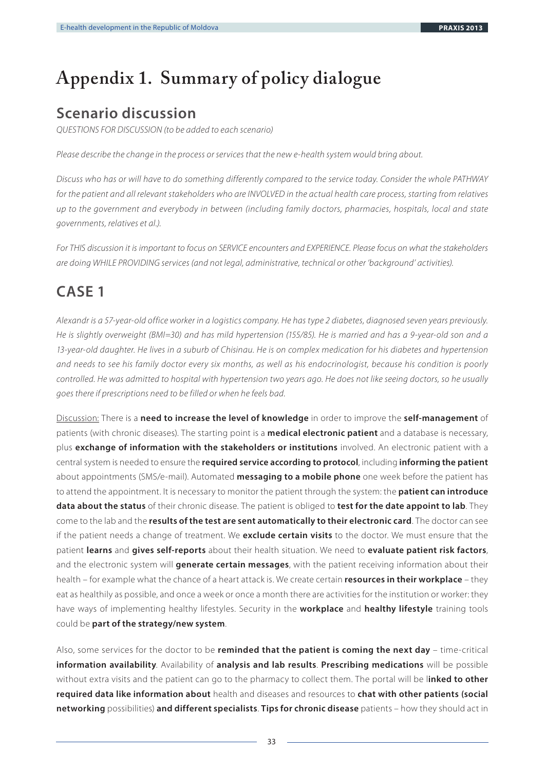# Appendix 1. Summary of policy dialogue

## Scenario discussion

*QUESTIONS FOR DISCUSSION (to be added to each scenario)*

*Please describe the change in the process or services that the new e-health system would bring about.*

*Discuss who has or will have to do something differently compared to the service today. Consider the whole PATHWAY for the patient and all relevant stakeholders who are INVOLVED in the actual health care process, starting from relatives up to the government and everybody in between (including family doctors, pharmacies, hospitals, local and state governments, relatives et al.).*

*For THIS discussion it is important to focus on SERVICE encounters and EXPERIENCE. Please focus on what the stakeholders are doing WHILE PROVIDING services (and not legal, administrative, technical or other 'background' activities).*

## CASE 1

*Alexandr is a 57-year-old office worker in a logistics company. He has type 2 diabetes, diagnosed seven years previously. He is slightly overweight (BMI=30) and has mild hypertension (155/85). He is married and has a 9-year-old son and a 13-year-old daughter. He lives in a suburb of Chisinau. He is on complex medication for his diabetes and hypertension and needs to see his family doctor every six months, as well as his endocrinologist, because his condition is poorly controlled. He was admitted to hospital with hypertension two years ago. He does not like seeing doctors, so he usually goes there if prescriptions need to be filled or when he feels bad.*

Discussion: There is a **need to increase the level of knowledge** in order to improve the **self-management** of patients (with chronic diseases). The starting point is a **medical electronic patient** and a database is necessary, plus **exchange of information with the stakeholders or institutions** involved. An electronic patient with a central system is needed to ensure the **required service according to protocol**, including **informing the patient** about appointments (SMS/e-mail). Automated **messaging to a mobile phone** one week before the patient has to attend the appointment. It is necessary to monitor the patient through the system: the **patient can introduce data about the status** of their chronic disease. The patient is obliged to **test for the date appoint to lab**. They come to the lab and the **results of the test are sent automatically to their electronic card**. The doctor can see if the patient needs a change of treatment. We **exclude certain visits** to the doctor. We must ensure that the patient **learns** and **gives self-reports** about their health situation. We need to **evaluate patient risk factors**, and the electronic system will **generate certain messages**, with the patient receiving information about their health – for example what the chance of a heart attack is. We create certain **resources in their workplace** – they eat as healthily as possible, and once a week or once a month there are activities for the institution or worker: they have ways of implementing healthy lifestyles. Security in the **workplace** and **healthy lifestyle** training tools could be **part of the strategy/new system**.

Also, some services for the doctor to be **reminded that the patient is coming the next day** – time-critical **information availability**. Availability of **analysis and lab results**. **Prescribing medications** will be possible without extra visits and the patient can go to the pharmacy to collect them. The portal will be l**inked to other required data like information about** health and diseases and resources to **chat with other patients (social networking** possibilities) **and different specialists**. **Tips for chronic disease** patients – how they should act in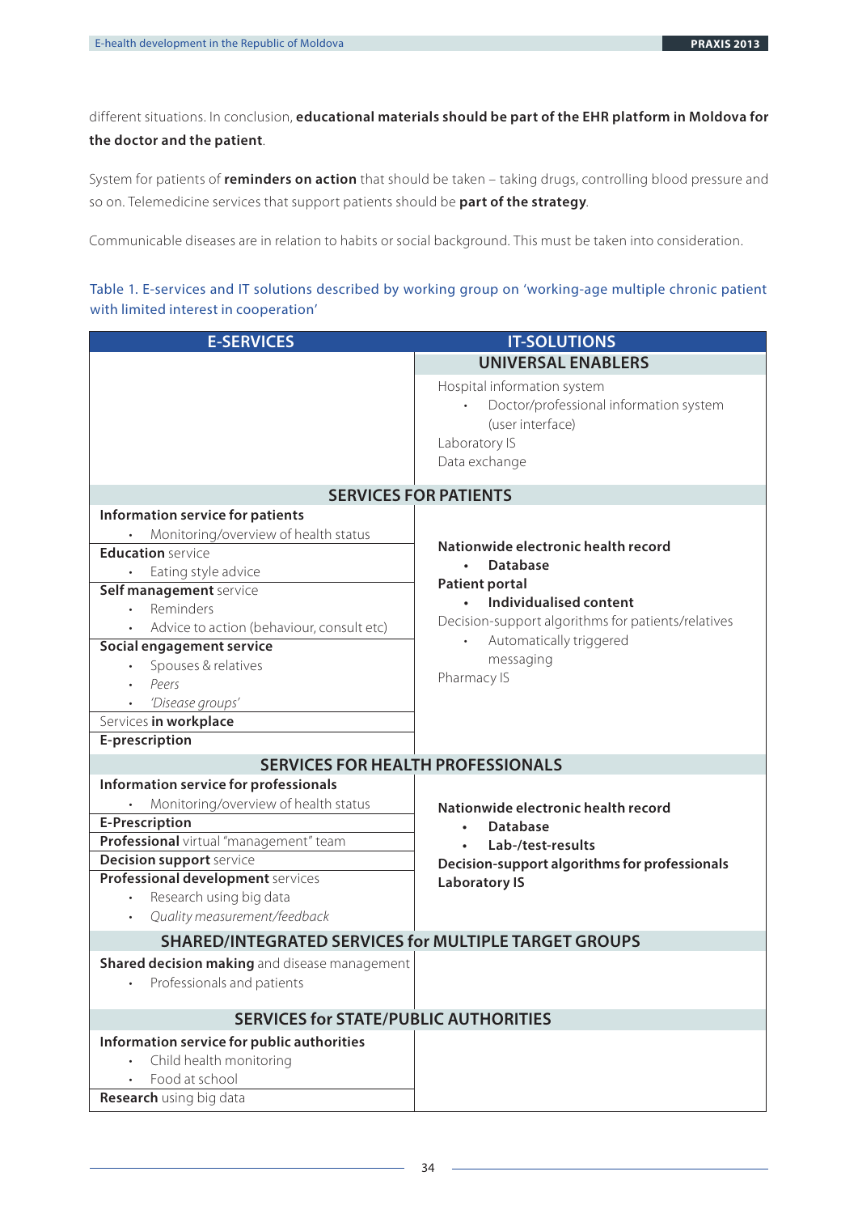different situations. In conclusion, **educational materials should be part of the EHR platform in Moldova for the doctor and the patient**.

System for patients of **reminders on action** that should be taken – taking drugs, controlling blood pressure and so on. Telemedicine services that support patients should be **part of the strategy**.

Communicable diseases are in relation to habits or social background. This must be taken into consideration.

Table 1. E-services and IT solutions described by working group on 'working-age multiple chronic patient with limited interest in cooperation'

| E-SERVICES | IT-SOLUTIONS |
|---|---|
| | **UNIVERSAL ENABLERS** |
| | Hospital information system<br>• Doctor/professional information system (user interface)<br>Laboratory IS<br>Data exchange |
| **SERVICES FOR PATIENTS** | |
| **Information service for patients**<br>• Monitoring/overview of health status<br>**Education** service<br>• Eating style advice<br>**Self management** service<br>• Reminders<br>• Advice to action (behaviour, consult etc)<br>**Social engagement service**<br>• Spouses & relatives<br>• *Peers*<br>• *'Disease groups'*<br>Services **in workplace**<br>**E-prescription** | **Nationwide electronic health record**<br>• **Database**<br>**Patient portal**<br>• **Individualised content**<br>Decision-support algorithms for patients/relatives<br>• Automatically triggered messaging<br>Pharmacy IS |
| **SERVICES FOR HEALTH PROFESSIONALS** | |
| **Information service for professionals**<br>• Monitoring/overview of health status<br>**E-Prescription**<br>**Professional** virtual "management" team<br>**Decision support** service<br>**Professional development** services<br>• Research using big data<br>• *Quality measurement/feedback* | **Nationwide electronic health record**<br>• **Database**<br>• **Lab-/test-results**<br>**Decision-support algorithms for professionals**<br>**Laboratory IS** |
| **SHARED/INTEGRATED SERVICES for MULTIPLE TARGET GROUPS** | |
| **Shared decision making** and disease management<br>• Professionals and patients | |
| **SERVICES for STATE/PUBLIC AUTHORITIES** | |
| **Information service for public authorities**<br>• Child health monitoring<br>• Food at school<br>**Research** using big data | |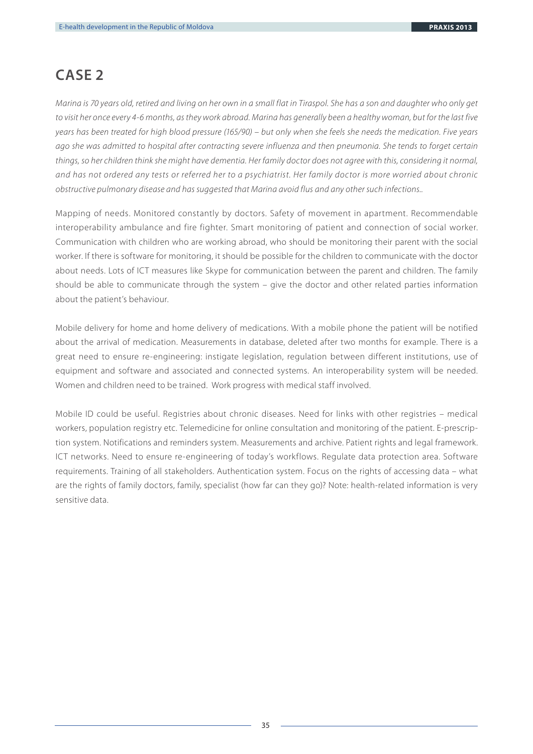## CASE 2

*Marina is 70 years old, retired and living on her own in a small flat in Tiraspol. She has a son and daughter who only get to visit her once every 4-6 months, as they work abroad. Marina has generally been a healthy woman, but for the last five years has been treated for high blood pressure (165/90) – but only when she feels she needs the medication. Five years ago she was admitted to hospital after contracting severe influenza and then pneumonia. She tends to forget certain things, so her children think she might have dementia. Her family doctor does not agree with this, considering it normal, and has not ordered any tests or referred her to a psychiatrist. Her family doctor is more worried about chronic obstructive pulmonary disease and has suggested that Marina avoid flus and any other such infections..*

Mapping of needs. Monitored constantly by doctors. Safety of movement in apartment. Recommendable interoperability ambulance and fire fighter. Smart monitoring of patient and connection of social worker. Communication with children who are working abroad, who should be monitoring their parent with the social worker. If there is software for monitoring, it should be possible for the children to communicate with the doctor about needs. Lots of ICT measures like Skype for communication between the parent and children. The family should be able to communicate through the system – give the doctor and other related parties information about the patient's behaviour.

Mobile delivery for home and home delivery of medications. With a mobile phone the patient will be notified about the arrival of medication. Measurements in database, deleted after two months for example. There is a great need to ensure re-engineering: instigate legislation, regulation between different institutions, use of equipment and software and associated and connected systems. An interoperability system will be needed. Women and children need to be trained. Work progress with medical staff involved.

Mobile ID could be useful. Registries about chronic diseases. Need for links with other registries – medical workers, population registry etc. Telemedicine for online consultation and monitoring of the patient. E-prescription system. Notifications and reminders system. Measurements and archive. Patient rights and legal framework. ICT networks. Need to ensure re-engineering of today's workflows. Regulate data protection area. Software requirements. Training of all stakeholders. Authentication system. Focus on the rights of accessing data – what are the rights of family doctors, family, specialist (how far can they go)? Note: health-related information is very sensitive data.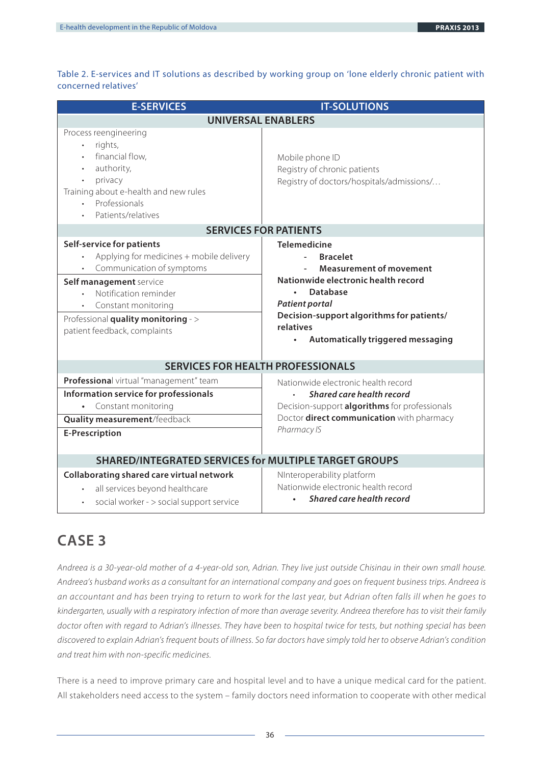Table 2. E-services and IT solutions as described by working group on 'lone elderly chronic patient with concerned relatives'

| E-SERVICES | IT-SOLUTIONS |
|---|---|
| **UNIVERSAL ENABLERS** | |
| Process reengineering<br>• rights,<br>• financial flow,<br>• authority,<br>• privacy<br>Training about e-health and new rules<br>• Professionals<br>• Patients/relatives | Mobile phone ID<br>Registry of chronic patients<br>Registry of doctors/hospitals/admissions/… |
| **SERVICES FOR PATIENTS** | |
| **Self-service for patients**<br>• Applying for medicines + mobile delivery<br>• Communication of symptoms<br>**Self management** service<br>• Notification reminder<br>• Constant monitoring<br>Professional **quality monitoring** - ><br>patient feedback, complaints | **Telemedicine**<br>- **Bracelet**<br>- **Measurement of movement**<br>**Nationwide electronic health record**<br>• **Database**<br>***Patient portal***<br>**Decision-support algorithms for patients/ relatives**<br>• **Automatically triggered messaging** |
| **SERVICES FOR HEALTH PROFESSIONALS** | |
| **Professiona**l virtual "management" team<br>**Information service for professionals**<br>• Constant monitoring<br>**Quality measurement**/feedback<br>**E-Prescription** | Nationwide electronic health record<br>• ***Shared care health record***<br>Decision-support **algorithms** for professionals<br>Doctor **direct communication** with pharmacy<br>*Pharmacy IS* |
| **SHARED/INTEGRATED SERVICES for MULTIPLE TARGET GROUPS** | |
| **Collaborating shared care virtual network**<br>• all services beyond healthcare<br>• social worker - > social support service | NInteroperability platform<br>Nationwide electronic health record<br>• ***Shared care health record*** |

## CASE 3

*Andreea is a 30-year-old mother of a 4-year-old son, Adrian. They live just outside Chisinau in their own small house. Andreea's husband works as a consultant for an international company and goes on frequent business trips. Andreea is an accountant and has been trying to return to work for the last year, but Adrian often falls ill when he goes to kindergarten, usually with a respiratory infection of more than average severity. Andreea therefore has to visit their family doctor often with regard to Adrian's illnesses. They have been to hospital twice for tests, but nothing special has been discovered to explain Adrian's frequent bouts of illness. So far doctors have simply told her to observe Adrian's condition and treat him with non-specific medicines.*

There is a need to improve primary care and hospital level and to have a unique medical card for the patient. All stakeholders need access to the system – family doctors need information to cooperate with other medical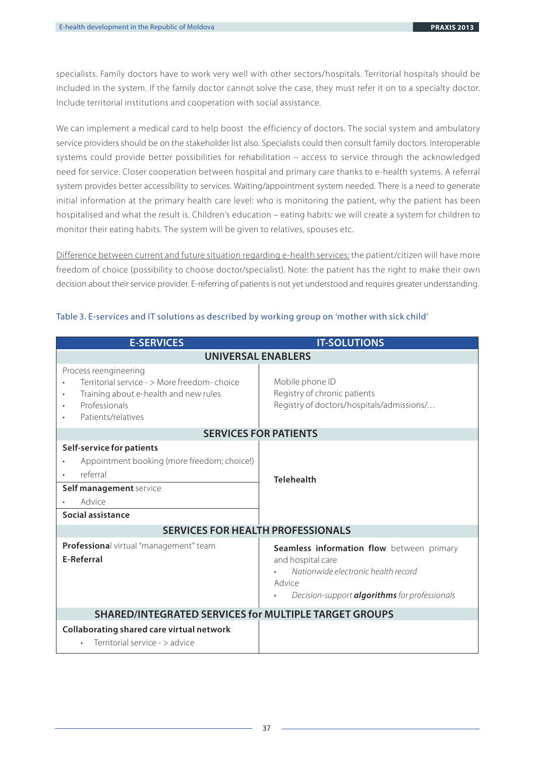specialists. Family doctors have to work very well with other sectors/hospitals. Territorial hospitals should be included in the system. If the family doctor cannot solve the case, they must refer it on to a specialty doctor. Include territorial institutions and cooperation with social assistance.

We can implement a medical card to help boost the efficiency of doctors. The social system and ambulatory service providers should be on the stakeholder list also. Specialists could then consult family doctors. Interoperable systems could provide better possibilities for rehabilitation – access to service through the acknowledged need for service. Closer cooperation between hospital and primary care thanks to e-health systems. A referral system provides better accessibility to services. Waiting/appointment system needed. There is a need to generate initial information at the primary health care level: who is monitoring the patient, why the patient has been hospitalised and what the result is. Children's education – eating habits: we will create a system for children to monitor their eating habits. The system will be given to relatives, spouses etc.

Difference between current and future situation regarding e-health services: the patient/citizen will have more freedom of choice (possibility to choose doctor/specialist). Note: the patient has the right to make their own decision about their service provider. E-referring of patients is not yet understood and requires greater understanding.

Table 3. E-services and IT solutions as described by working group on 'mother with sick child'

| E-SERVICES | IT-SOLUTIONS |
|---|---|
| **UNIVERSAL ENABLERS** | |
| Process reengineering<br>• Territorial service - > More freedom- choice<br>• Training about e-health and new rules<br>• Professionals<br>• Patients/relatives | Mobile phone ID<br>Registry of chronic patients<br>Registry of doctors/hospitals/admissions/… |
| **SERVICES FOR PATIENTS** | |
| **Self-service for patients**<br>• Appointment booking (more freedom; choice!)<br>• referral<br>**Self management** service<br>• Advice<br>**Social assistance** | **Telehealth** |
| **SERVICES FOR HEALTH PROFESSIONALS** | |
| **Professiona**l virtual "management" team<br>**E-Referral** | **Seamless information flow** between primary and hospital care<br>• *Nationwide electronic health record*<br>Advice<br>• *Decision-support **algorithms** for professionals* |
| **SHARED/INTEGRATED SERVICES for MULTIPLE TARGET GROUPS** | |
| **Collaborating shared care virtual network**<br>• Territorial service - > advice | |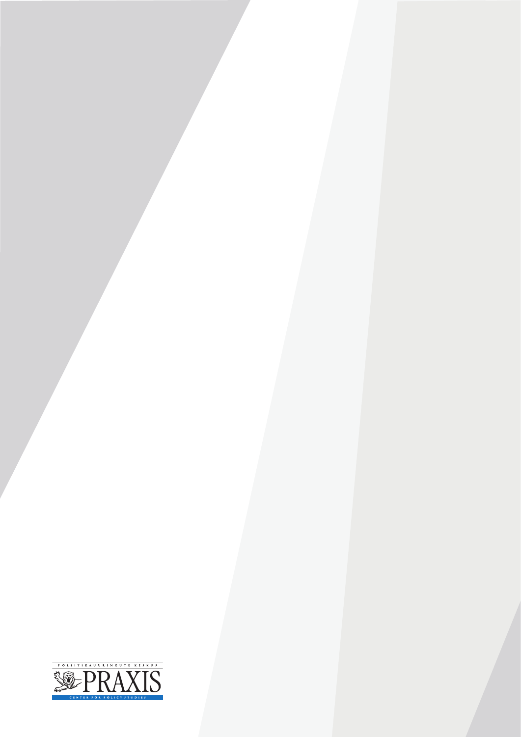POLIITIKAUURINGUTE KESKUS

PRAXIS

CENTER FOR POLICY STUDIES